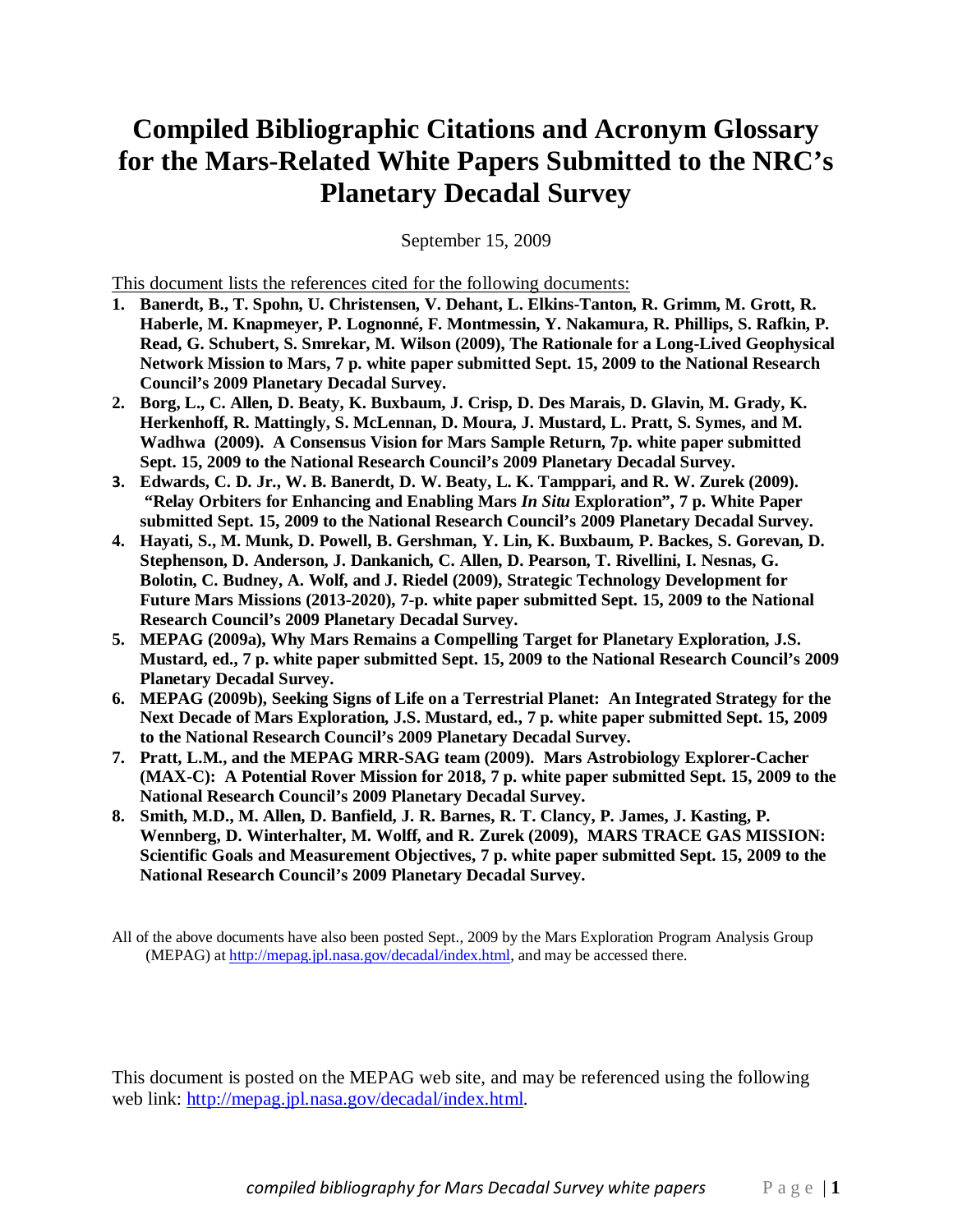# Compiled Bibliographic Citations and Acronym Glossary for the Mars-Related White Papers Submitted to the NRC's Planetary Decadal Survey

September 15, 2009

This document lists the references cited for the following documents:

1. **Banerdt, B., T. Spohn, U. Christensen, V. Dehant, L. Elkins-Tanton, R. Grimm, M. Grott, R. Haberle, M. Knapmeyer, P. Lognonné, F. Montmessin, Y. Nakamura, R. Phillips, S. Rafkin, P. Read, G. Schubert, S. Smrekar, M. Wilson (2009), The Rationale for a Long-Lived Geophysical Network Mission to Mars, 7 p. white paper submitted Sept. 15, 2009 to the National Research Council's 2009 Planetary Decadal Survey.**
2. **Borg, L., C. Allen, D. Beaty, K. Buxbaum, J. Crisp, D. Des Marais, D. Glavin, M. Grady, K. Herkenhoff, R. Mattingly, S. McLennan, D. Moura, J. Mustard, L. Pratt, S. Symes, and M. Wadhwa (2009). A Consensus Vision for Mars Sample Return, 7p. white paper submitted Sept. 15, 2009 to the National Research Council's 2009 Planetary Decadal Survey.**
3. **Edwards, C. D. Jr., W. B. Banerdt, D. W. Beaty, L. K. Tamppari, and R. W. Zurek (2009). "Relay Orbiters for Enhancing and Enabling Mars *In Situ* Exploration", 7 p. White Paper submitted Sept. 15, 2009 to the National Research Council's 2009 Planetary Decadal Survey.**
4. **Hayati, S., M. Munk, D. Powell, B. Gershman, Y. Lin, K. Buxbaum, P. Backes, S. Gorevan, D. Stephenson, D. Anderson, J. Dankanich, C. Allen, D. Pearson, T. Rivellini, I. Nesnas, G. Bolotin, C. Budney, A. Wolf, and J. Riedel (2009), Strategic Technology Development for Future Mars Missions (2013-2020), 7-p. white paper submitted Sept. 15, 2009 to the National Research Council's 2009 Planetary Decadal Survey.**
5. **MEPAG (2009a), Why Mars Remains a Compelling Target for Planetary Exploration, J.S. Mustard, ed., 7 p. white paper submitted Sept. 15, 2009 to the National Research Council's 2009 Planetary Decadal Survey.**
6. **MEPAG (2009b), Seeking Signs of Life on a Terrestrial Planet: An Integrated Strategy for the Next Decade of Mars Exploration, J.S. Mustard, ed., 7 p. white paper submitted Sept. 15, 2009 to the National Research Council's 2009 Planetary Decadal Survey.**
7. **Pratt, L.M., and the MEPAG MRR-SAG team (2009). Mars Astrobiology Explorer-Cacher (MAX-C): A Potential Rover Mission for 2018, 7 p. white paper submitted Sept. 15, 2009 to the National Research Council's 2009 Planetary Decadal Survey.**
8. **Smith, M.D., M. Allen, D. Banfield, J. R. Barnes, R. T. Clancy, P. James, J. Kasting, P. Wennberg, D. Winterhalter, M. Wolff, and R. Zurek (2009), MARS TRACE GAS MISSION: Scientific Goals and Measurement Objectives, 7 p. white paper submitted Sept. 15, 2009 to the National Research Council's 2009 Planetary Decadal Survey.**

All of the above documents have also been posted Sept., 2009 by the Mars Exploration Program Analysis Group (MEPAG) at http://mepag.jpl.nasa.gov/decadal/index.html, and may be accessed there.

This document is posted on the MEPAG web site, and may be referenced using the following web link: http://mepag.jpl.nasa.gov/decadal/index.html.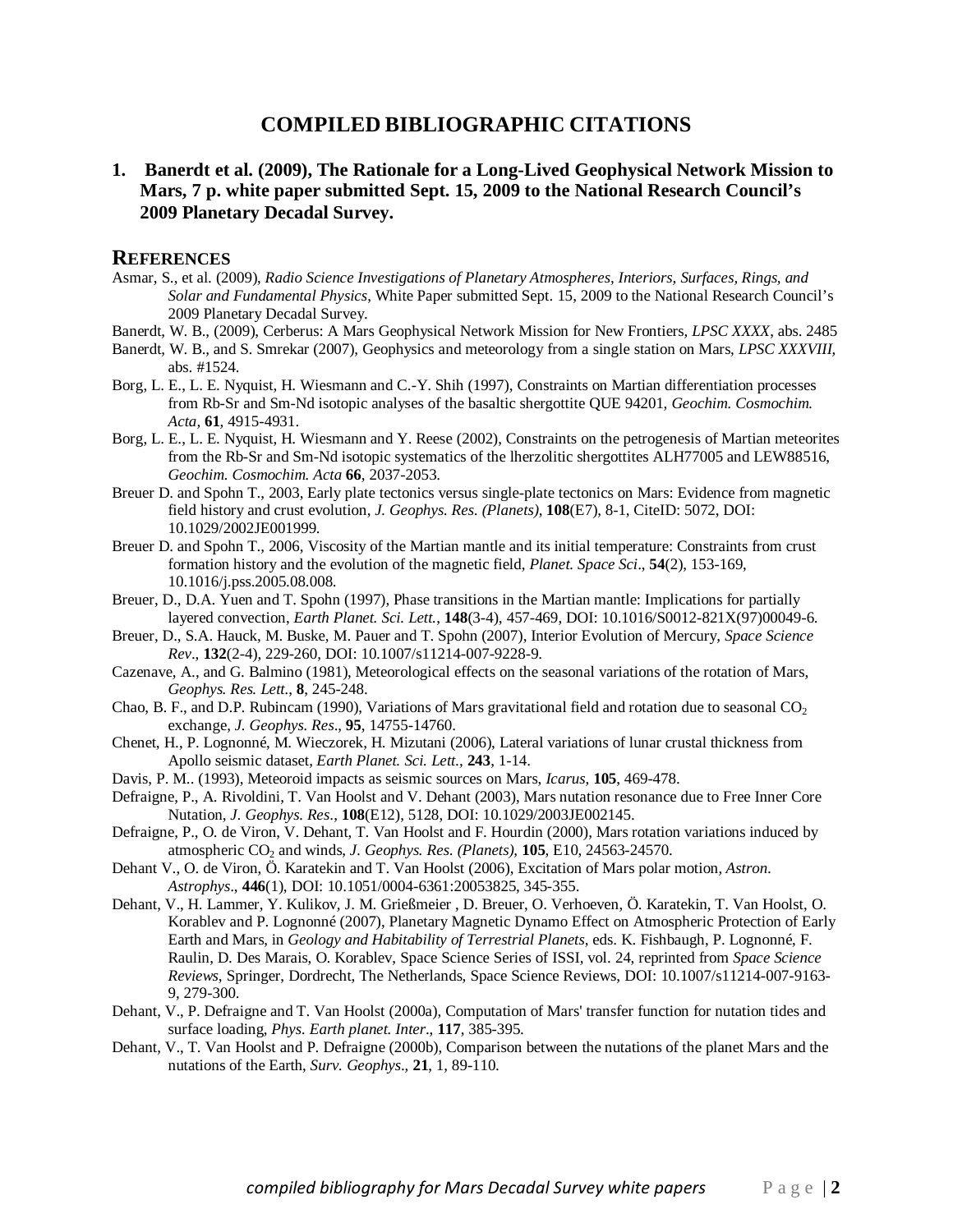# COMPILED BIBLIOGRAPHIC CITATIONS

## 1. Banerdt et al. (2009), The Rationale for a Long-Lived Geophysical Network Mission to Mars, 7 p. white paper submitted Sept. 15, 2009 to the National Research Council's 2009 Planetary Decadal Survey.

### REFERENCES

Asmar, S., et al. (2009), *Radio Science Investigations of Planetary Atmospheres, Interiors, Surfaces, Rings, and Solar and Fundamental Physics*, White Paper submitted Sept. 15, 2009 to the National Research Council's 2009 Planetary Decadal Survey.

Banerdt, W. B., (2009), Cerberus: A Mars Geophysical Network Mission for New Frontiers, *LPSC XXXX*, abs. 2485

Banerdt, W. B., and S. Smrekar (2007), Geophysics and meteorology from a single station on Mars, *LPSC XXXVIII*, abs. #1524.

Borg, L. E., L. E. Nyquist, H. Wiesmann and C.-Y. Shih (1997), Constraints on Martian differentiation processes from Rb-Sr and Sm-Nd isotopic analyses of the basaltic shergottite QUE 94201, *Geochim. Cosmochim. Acta*, **61**, 4915-4931.

Borg, L. E., L. E. Nyquist, H. Wiesmann and Y. Reese (2002), Constraints on the petrogenesis of Martian meteorites from the Rb-Sr and Sm-Nd isotopic systematics of the lherzolitic shergottites ALH77005 and LEW88516, *Geochim. Cosmochim. Acta* **66**, 2037-2053.

Breuer D. and Spohn T., 2003, Early plate tectonics versus single-plate tectonics on Mars: Evidence from magnetic field history and crust evolution, *J. Geophys. Res. (Planets)*, **108**(E7), 8-1, CiteID: 5072, DOI: 10.1029/2002JE001999.

Breuer D. and Spohn T., 2006, Viscosity of the Martian mantle and its initial temperature: Constraints from crust formation history and the evolution of the magnetic field, *Planet. Space Sci*., **54**(2), 153-169, 10.1016/j.pss.2005.08.008.

Breuer, D., D.A. Yuen and T. Spohn (1997), Phase transitions in the Martian mantle: Implications for partially layered convection, *Earth Planet. Sci. Lett.*, **148**(3-4), 457-469, DOI: 10.1016/S0012-821X(97)00049-6.

Breuer, D., S.A. Hauck, M. Buske, M. Pauer and T. Spohn (2007), Interior Evolution of Mercury, *Space Science Rev*., **132**(2-4), 229-260, DOI: 10.1007/s11214-007-9228-9.

Cazenave, A., and G. Balmino (1981), Meteorological effects on the seasonal variations of the rotation of Mars, *Geophys. Res. Lett*., **8**, 245-248.

Chao, B. F., and D.P. Rubincam (1990), Variations of Mars gravitational field and rotation due to seasonal $CO_2$ exchange, *J. Geophys. Res*., **95**, 14755-14760.

Chenet, H., P. Lognonné, M. Wieczorek, H. Mizutani (2006), Lateral variations of lunar crustal thickness from Apollo seismic dataset, *Earth Planet. Sci. Lett.*, **243**, 1-14.

Davis, P. M.. (1993), Meteoroid impacts as seismic sources on Mars, *Icarus*, **105**, 469-478.

Defraigne, P., A. Rivoldini, T. Van Hoolst and V. Dehant (2003), Mars nutation resonance due to Free Inner Core Nutation, *J. Geophys. Res*., **108**(E12), 5128, DOI: 10.1029/2003JE002145.

Defraigne, P., O. de Viron, V. Dehant, T. Van Hoolst and F. Hourdin (2000), Mars rotation variations induced by atmospheric $CO_2$ and winds, *J. Geophys. Res. (Planets)*, **105**, E10, 24563-24570.

Dehant V., O. de Viron, Ö. Karatekin and T. Van Hoolst (2006), Excitation of Mars polar motion, *Astron. Astrophys*., **446**(1), DOI: 10.1051/0004-6361:20053825, 345-355.

Dehant, V., H. Lammer, Y. Kulikov, J. M. Grießmeier , D. Breuer, O. Verhoeven, Ö. Karatekin, T. Van Hoolst, O. Korablev and P. Lognonné (2007), Planetary Magnetic Dynamo Effect on Atmospheric Protection of Early Earth and Mars, in *Geology and Habitability of Terrestrial Planets*, eds. K. Fishbaugh, P. Lognonné, F. Raulin, D. Des Marais, O. Korablev, Space Science Series of ISSI, vol. 24, reprinted from *Space Science Reviews*, Springer, Dordrecht, The Netherlands, Space Science Reviews, DOI: 10.1007/s11214-007-9163-9, 279-300.

Dehant, V., P. Defraigne and T. Van Hoolst (2000a), Computation of Mars' transfer function for nutation tides and surface loading, *Phys. Earth planet. Inter*., **117**, 385-395.

Dehant, V., T. Van Hoolst and P. Defraigne (2000b), Comparison between the nutations of the planet Mars and the nutations of the Earth, *Surv. Geophys*., **21**, 1, 89-110.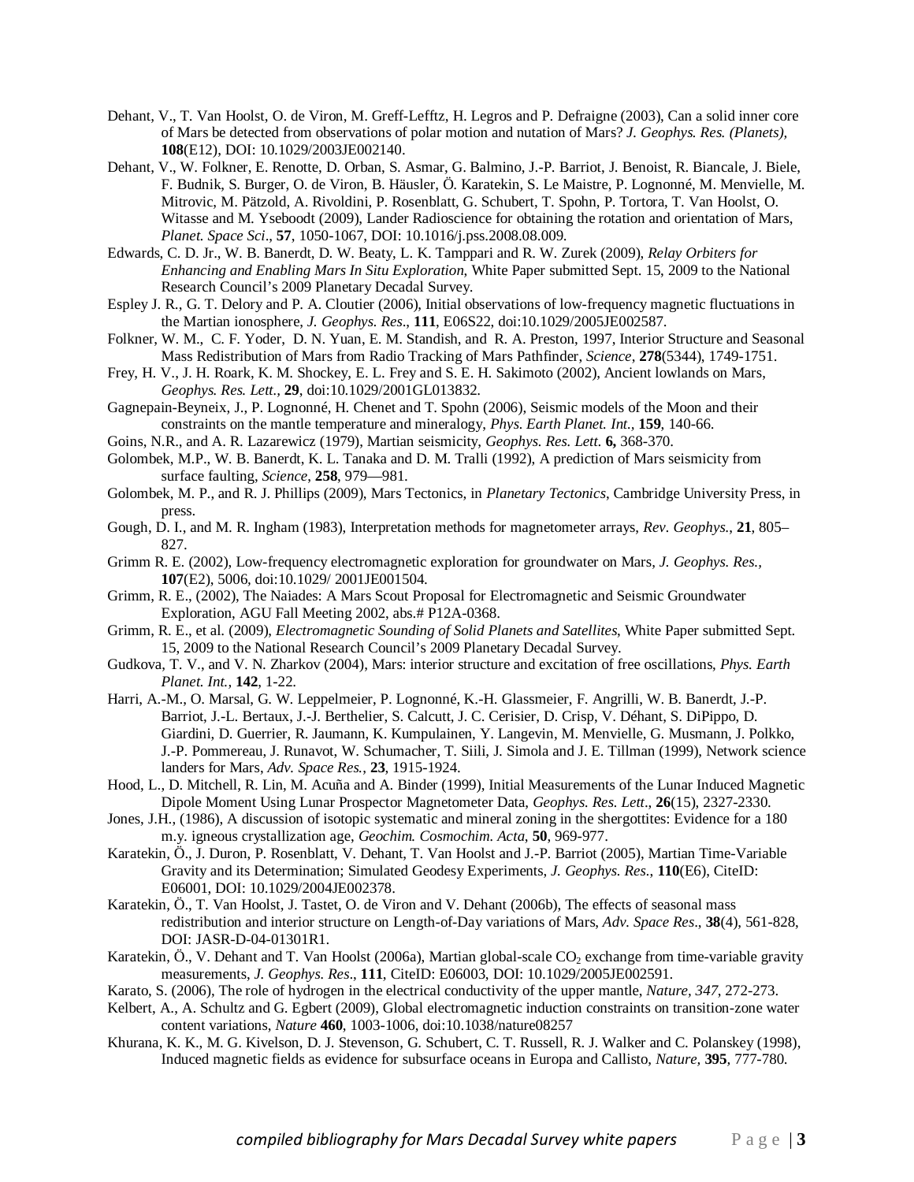Dehant, V., T. Van Hoolst, O. de Viron, M. Greff-Lefftz, H. Legros and P. Defraigne (2003), Can a solid inner core of Mars be detected from observations of polar motion and nutation of Mars? *J. Geophys. Res. (Planets),* **108**(E12), DOI: 10.1029/2003JE002140.

Dehant, V., W. Folkner, E. Renotte, D. Orban, S. Asmar, G. Balmino, J.-P. Barriot, J. Benoist, R. Biancale, J. Biele, F. Budnik, S. Burger, O. de Viron, B. Häusler, Ö. Karatekin, S. Le Maistre, P. Lognonné, M. Menvielle, M. Mitrovic, M. Pätzold, A. Rivoldini, P. Rosenblatt, G. Schubert, T. Spohn, P. Tortora, T. Van Hoolst, O. Witasse and M. Yseboodt (2009), Lander Radioscience for obtaining the rotation and orientation of Mars, *Planet. Space Sci*., **57**, 1050-1067, DOI: 10.1016/j.pss.2008.08.009.

Edwards, C. D. Jr., W. B. Banerdt, D. W. Beaty, L. K. Tamppari and R. W. Zurek (2009), *Relay Orbiters for Enhancing and Enabling Mars In Situ Exploration,* White Paper submitted Sept. 15, 2009 to the National Research Council's 2009 Planetary Decadal Survey.

Espley J. R., G. T. Delory and P. A. Cloutier (2006), Initial observations of low-frequency magnetic fluctuations in the Martian ionosphere, *J. Geophys. Res*., **111**, E06S22, doi:10.1029/2005JE002587.

Folkner, W. M., C. F. Yoder, D. N. Yuan, E. M. Standish, and R. A. Preston, 1997, Interior Structure and Seasonal Mass Redistribution of Mars from Radio Tracking of Mars Pathfinder, *Science*, **278**(5344), 1749-1751.

Frey, H. V., J. H. Roark, K. M. Shockey, E. L. Frey and S. E. H. Sakimoto (2002), Ancient lowlands on Mars, *Geophys. Res. Lett*., **29**, doi:10.1029/2001GL013832.

Gagnepain-Beyneix, J., P. Lognonné, H. Chenet and T. Spohn (2006), Seismic models of the Moon and their constraints on the mantle temperature and mineralogy, *Phys. Earth Planet. Int.*, **159**, 140-66.

Goins, N.R., and A. R. Lazarewicz (1979), Martian seismicity, *Geophys. Res. Lett.* **6,** 368-370.

Golombek, M.P., W. B. Banerdt, K. L. Tanaka and D. M. Tralli (1992), A prediction of Mars seismicity from surface faulting, *Science*, **258**, 979—981.

Golombek, M. P., and R. J. Phillips (2009), Mars Tectonics, in *Planetary Tectonics*, Cambridge University Press, in press.

Gough, D. I., and M. R. Ingham (1983), Interpretation methods for magnetometer arrays, *Rev. Geophys.*, **21**, 805–827.

Grimm R. E. (2002), Low-frequency electromagnetic exploration for groundwater on Mars, *J. Geophys. Res.,* **107**(E2), 5006, doi:10.1029/ 2001JE001504.

Grimm, R. E., (2002), The Naiades: A Mars Scout Proposal for Electromagnetic and Seismic Groundwater Exploration, AGU Fall Meeting 2002, abs.# P12A-0368.

Grimm, R. E., et al. (2009), *Electromagnetic Sounding of Solid Planets and Satellites*, White Paper submitted Sept. 15, 2009 to the National Research Council's 2009 Planetary Decadal Survey.

Gudkova, T. V., and V. N. Zharkov (2004), Mars: interior structure and excitation of free oscillations, *Phys. Earth Planet. Int.,* **142**, 1-22.

Harri, A.-M., O. Marsal, G. W. Leppelmeier, P. Lognonné, K.-H. Glassmeier, F. Angrilli, W. B. Banerdt, J.-P. Barriot, J.-L. Bertaux, J.-J. Berthelier, S. Calcutt, J. C. Cerisier, D. Crisp, V. Déhant, S. DiPippo, D. Giardini, D. Guerrier, R. Jaumann, K. Kumpulainen, Y. Langevin, M. Menvielle, G. Musmann, J. Polkko, J.-P. Pommereau, J. Runavot, W. Schumacher, T. Siili, J. Simola and J. E. Tillman (1999), Network science landers for Mars, *Adv. Space Res.*, **23**, 1915-1924.

Hood, L., D. Mitchell, R. Lin, M. Acuña and A. Binder (1999), Initial Measurements of the Lunar Induced Magnetic Dipole Moment Using Lunar Prospector Magnetometer Data, *Geophys. Res. Lett*., **26**(15), 2327-2330.

Jones, J.H., (1986), A discussion of isotopic systematic and mineral zoning in the shergottites: Evidence for a 180 m.y. igneous crystallization age, *Geochim. Cosmochim. Acta*, **50**, 969-977.

Karatekin, Ö., J. Duron, P. Rosenblatt, V. Dehant, T. Van Hoolst and J.-P. Barriot (2005), Martian Time-Variable Gravity and its Determination; Simulated Geodesy Experiments, *J. Geophys. Res.,* **110**(E6), CiteID: E06001, DOI: 10.1029/2004JE002378.

Karatekin, Ö., T. Van Hoolst, J. Tastet, O. de Viron and V. Dehant (2006b), The effects of seasonal mass redistribution and interior structure on Length-of-Day variations of Mars, *Adv. Space Res*., **38**(4), 561-828, DOI: JASR-D-04-01301R1.

Karatekin, Ö., V. Dehant and T. Van Hoolst (2006a), Martian global-scale $CO_2$ exchange from time-variable gravity measurements, *J. Geophys. Res*., **111**, CiteID: E06003, DOI: 10.1029/2005JE002591.

Karato, S. (2006), The role of hydrogen in the electrical conductivity of the upper mantle, *Nature, 347*, 272-273.

Kelbert, A., A. Schultz and G. Egbert (2009), Global electromagnetic induction constraints on transition-zone water content variations, *Nature* **460**, 1003-1006, doi:10.1038/nature08257

Khurana, K. K., M. G. Kivelson, D. J. Stevenson, G. Schubert, C. T. Russell, R. J. Walker and C. Polanskey (1998), Induced magnetic fields as evidence for subsurface oceans in Europa and Callisto, *Nature,* **395**, 777-780.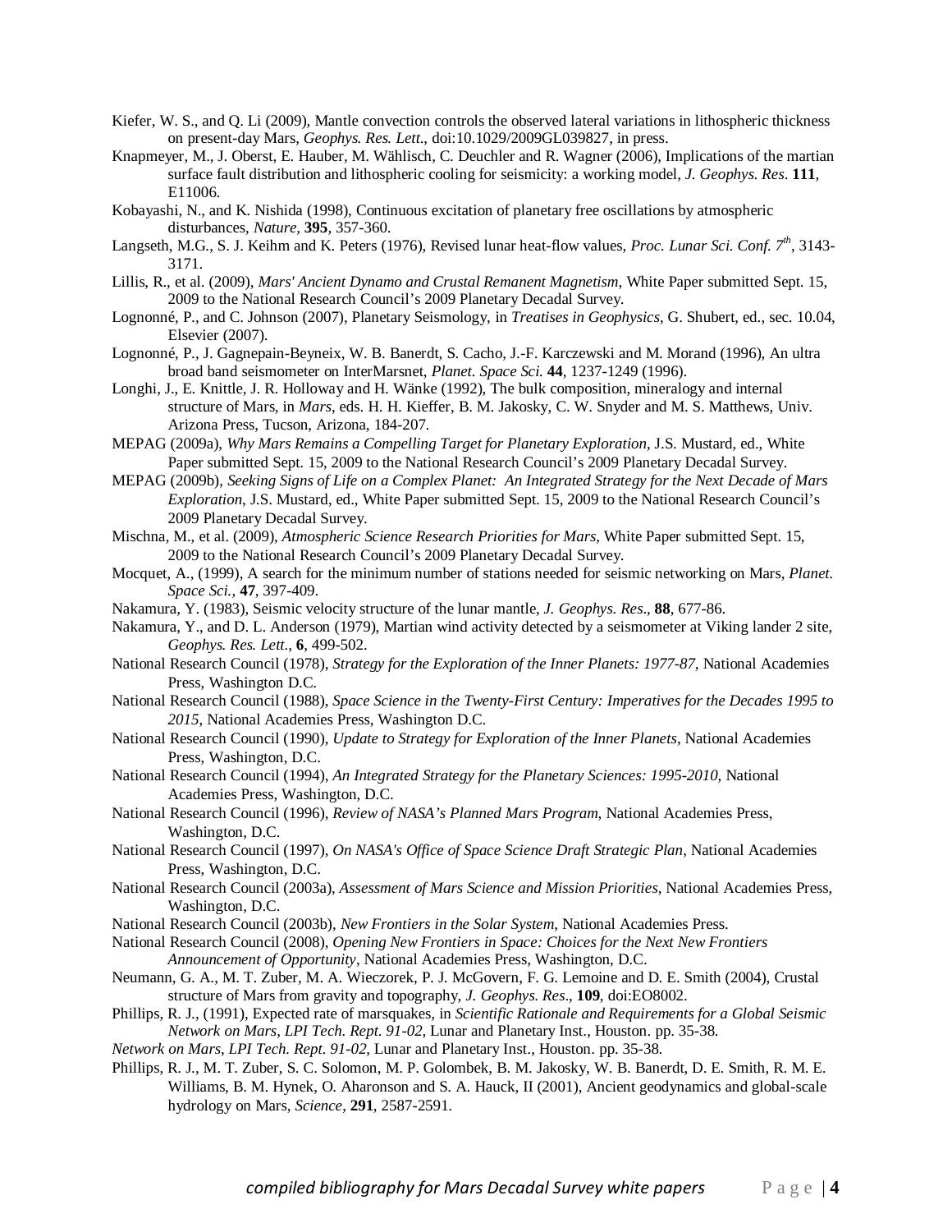Kiefer, W. S., and Q. Li (2009), Mantle convection controls the observed lateral variations in lithospheric thickness on present-day Mars, *Geophys. Res. Lett*., doi:10.1029/2009GL039827, in press.

Knapmeyer, M., J. Oberst, E. Hauber, M. Wählisch, C. Deuchler and R. Wagner (2006), Implications of the martian surface fault distribution and lithospheric cooling for seismicity: a working model, *J. Geophys. Res*. **111**, E11006.

Kobayashi, N., and K. Nishida (1998), Continuous excitation of planetary free oscillations by atmospheric disturbances, *Nature*, **395**, 357-360.

Langseth, M.G., S. J. Keihm and K. Peters (1976), Revised lunar heat-flow values, *Proc. Lunar Sci. Conf. 7th*, 3143-3171.

Lillis, R., et al. (2009), *Mars' Ancient Dynamo and Crustal Remanent Magnetism*, White Paper submitted Sept. 15, 2009 to the National Research Council's 2009 Planetary Decadal Survey.

Lognonné, P., and C. Johnson (2007), Planetary Seismology, in *Treatises in Geophysics*, G. Shubert, ed., sec. 10.04, Elsevier (2007).

Lognonné, P., J. Gagnepain-Beyneix, W. B. Banerdt, S. Cacho, J.-F. Karczewski and M. Morand (1996), An ultra broad band seismometer on InterMarsnet, *Planet. Space Sci.* **44**, 1237-1249 (1996).

Longhi, J., E. Knittle, J. R. Holloway and H. Wänke (1992), The bulk composition, mineralogy and internal structure of Mars, in *Mars*, eds. H. H. Kieffer, B. M. Jakosky, C. W. Snyder and M. S. Matthews, Univ. Arizona Press, Tucson, Arizona, 184-207.

MEPAG (2009a), *Why Mars Remains a Compelling Target for Planetary Exploration*, J.S. Mustard, ed., White Paper submitted Sept. 15, 2009 to the National Research Council's 2009 Planetary Decadal Survey.

MEPAG (2009b), *Seeking Signs of Life on a Complex Planet: An Integrated Strategy for the Next Decade of Mars Exploration*, J.S. Mustard, ed., White Paper submitted Sept. 15, 2009 to the National Research Council's 2009 Planetary Decadal Survey.

Mischna, M., et al. (2009), *Atmospheric Science Research Priorities for Mars*, White Paper submitted Sept. 15, 2009 to the National Research Council's 2009 Planetary Decadal Survey.

Mocquet, A., (1999), A search for the minimum number of stations needed for seismic networking on Mars, *Planet. Space Sci.,* **47**, 397-409.

Nakamura, Y. (1983), Seismic velocity structure of the lunar mantle, *J. Geophys. Res*., **88**, 677-86.

Nakamura, Y., and D. L. Anderson (1979), Martian wind activity detected by a seismometer at Viking lander 2 site, *Geophys. Res. Lett*., **6**, 499-502.

National Research Council (1978), *Strategy for the Exploration of the Inner Planets: 1977-87*, National Academies Press, Washington D.C.

National Research Council (1988), *Space Science in the Twenty-First Century: Imperatives for the Decades 1995 to 2015*, National Academies Press, Washington D.C.

National Research Council (1990), *Update to Strategy for Exploration of the Inner Planets*, National Academies Press, Washington, D.C.

National Research Council (1994), *An Integrated Strategy for the Planetary Sciences: 1995-2010*, National Academies Press, Washington, D.C.

National Research Council (1996), *Review of NASA's Planned Mars Program*, National Academies Press, Washington, D.C.

National Research Council (1997), *On NASA's Office of Space Science Draft Strategic Plan*, National Academies Press, Washington, D.C.

National Research Council (2003a), *Assessment of Mars Science and Mission Priorities*, National Academies Press, Washington, D.C.

National Research Council (2003b), *New Frontiers in the Solar System*, National Academies Press.

National Research Council (2008), *Opening New Frontiers in Space: Choices for the Next New Frontiers Announcement of Opportunity*, National Academies Press, Washington, D.C.

Neumann, G. A., M. T. Zuber, M. A. Wieczorek, P. J. McGovern, F. G. Lemoine and D. E. Smith (2004), Crustal structure of Mars from gravity and topography, *J. Geophys. Res*., **109**, doi:EO8002.

Phillips, R. J., (1991), Expected rate of marsquakes, in *Scientific Rationale and Requirements for a Global Seismic Network on Mars, LPI Tech. Rept. 91-02*, Lunar and Planetary Inst., Houston. pp. 35-38.

*Network on Mars*, *LPI Tech. Rept. 91-02*, Lunar and Planetary Inst., Houston. pp. 35-38.

Phillips, R. J., M. T. Zuber, S. C. Solomon, M. P. Golombek, B. M. Jakosky, W. B. Banerdt, D. E. Smith, R. M. E. Williams, B. M. Hynek, O. Aharonson and S. A. Hauck, II (2001), Ancient geodynamics and global-scale hydrology on Mars, *Science*, **291**, 2587-2591.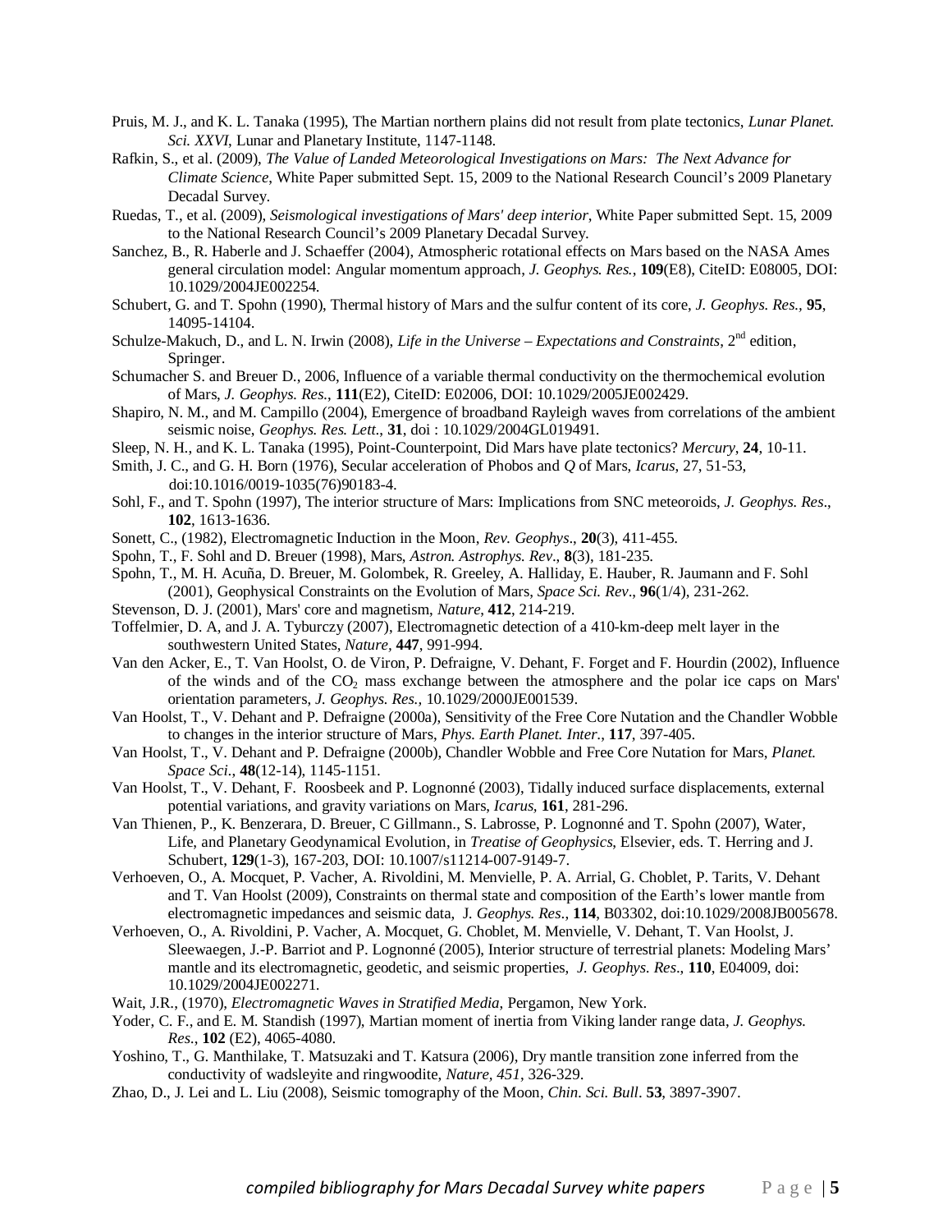Pruis, M. J., and K. L. Tanaka (1995), The Martian northern plains did not result from plate tectonics, *Lunar Planet. Sci. XXVI*, Lunar and Planetary Institute, 1147-1148.

Rafkin, S., et al. (2009), *The Value of Landed Meteorological Investigations on Mars: The Next Advance for Climate Science*, White Paper submitted Sept. 15, 2009 to the National Research Council's 2009 Planetary Decadal Survey.

Ruedas, T., et al. (2009), *Seismological investigations of Mars' deep interior*, White Paper submitted Sept. 15, 2009 to the National Research Council's 2009 Planetary Decadal Survey.

Sanchez, B., R. Haberle and J. Schaeffer (2004), Atmospheric rotational effects on Mars based on the NASA Ames general circulation model: Angular momentum approach, *J. Geophys. Res.*, **109**(E8), CiteID: E08005, DOI: 10.1029/2004JE002254.

Schubert, G. and T. Spohn (1990), Thermal history of Mars and the sulfur content of its core, *J. Geophys. Res.*, **95**, 14095-14104.

Schulze-Makuch, D., and L. N. Irwin (2008), *Life in the Universe – Expectations and Constraints*, 2[nd] edition, Springer.

Schumacher S. and Breuer D., 2006, Influence of a variable thermal conductivity on the thermochemical evolution of Mars, *J. Geophys. Res.*, **111**(E2), CiteID: E02006, DOI: 10.1029/2005JE002429.

Shapiro, N. M., and M. Campillo (2004), Emergence of broadband Rayleigh waves from correlations of the ambient seismic noise, *Geophys. Res. Lett.*, **31**, doi : 10.1029/2004GL019491.

Sleep, N. H., and K. L. Tanaka (1995), Point-Counterpoint, Did Mars have plate tectonics? *Mercury*, **24**, 10-11.

Smith, J. C., and G. H. Born (1976), Secular acceleration of Phobos and *Q* of Mars, *Icarus*, 27, 51-53, doi:10.1016/0019-1035(76)90183-4.

Sohl, F., and T. Spohn (1997), The interior structure of Mars: Implications from SNC meteoroids, *J. Geophys. Res*., **102**, 1613-1636.

Sonett, C., (1982), Electromagnetic Induction in the Moon, *Rev. Geophys*., **20**(3), 411-455.

Spohn, T., F. Sohl and D. Breuer (1998), Mars, *Astron. Astrophys. Rev*., **8**(3), 181-235.

Spohn, T., M. H. Acuña, D. Breuer, M. Golombek, R. Greeley, A. Halliday, E. Hauber, R. Jaumann and F. Sohl (2001), Geophysical Constraints on the Evolution of Mars, *Space Sci. Rev*., **96**(1/4), 231-262.

Stevenson, D. J. (2001), Mars' core and magnetism, *Nature*, **412**, 214-219.

Toffelmier, D. A, and J. A. Tyburczy (2007), Electromagnetic detection of a 410-km-deep melt layer in the southwestern United States, *Nature*, **447**, 991-994.

Van den Acker, E., T. Van Hoolst, O. de Viron, P. Defraigne, V. Dehant, F. Forget and F. Hourdin (2002), Influence of the winds and of the $CO_2$ mass exchange between the atmosphere and the polar ice caps on Mars' orientation parameters, *J. Geophys. Res.,* 10.1029/2000JE001539.

Van Hoolst, T., V. Dehant and P. Defraigne (2000a), Sensitivity of the Free Core Nutation and the Chandler Wobble to changes in the interior structure of Mars, *Phys. Earth Planet. Inter*., **117**, 397-405.

Van Hoolst, T., V. Dehant and P. Defraigne (2000b), Chandler Wobble and Free Core Nutation for Mars, *Planet. Space Sci*., **48**(12-14), 1145-1151.

Van Hoolst, T., V. Dehant, F. Roosbeek and P. Lognonné (2003), Tidally induced surface displacements, external potential variations, and gravity variations on Mars, *Icarus*, **161**, 281-296.

Van Thienen, P., K. Benzerara, D. Breuer, C Gillmann., S. Labrosse, P. Lognonné and T. Spohn (2007), Water, Life, and Planetary Geodynamical Evolution, in *Treatise of Geophysics*, Elsevier, eds. T. Herring and J. Schubert, **129**(1-3), 167-203, DOI: 10.1007/s11214-007-9149-7.

Verhoeven, O., A. Mocquet, P. Vacher, A. Rivoldini, M. Menvielle, P. A. Arrial, G. Choblet, P. Tarits, V. Dehant and T. Van Hoolst (2009), Constraints on thermal state and composition of the Earth's lower mantle from electromagnetic impedances and seismic data, J. *Geophys. Res*., **114**, B03302, doi:10.1029/2008JB005678.

Verhoeven, O., A. Rivoldini, P. Vacher, A. Mocquet, G. Choblet, M. Menvielle, V. Dehant, T. Van Hoolst, J. Sleewaegen, J.-P. Barriot and P. Lognonné (2005), Interior structure of terrestrial planets: Modeling Mars' mantle and its electromagnetic, geodetic, and seismic properties, *J. Geophys. Res*., **110**, E04009, doi: 10.1029/2004JE002271.

Wait, J.R., (1970), *Electromagnetic Waves in Stratified Media*, Pergamon, New York.

Yoder, C. F., and E. M. Standish (1997), Martian moment of inertia from Viking lander range data, *J. Geophys. Res.*, **102** (E2), 4065-4080.

Yoshino, T., G. Manthilake, T. Matsuzaki and T. Katsura (2006), Dry mantle transition zone inferred from the conductivity of wadsleyite and ringwoodite, *Nature, 451*, 326-329.

Zhao, D., J. Lei and L. Liu (2008), Seismic tomography of the Moon, *Chin. Sci. Bull*. **53**, 3897-3907.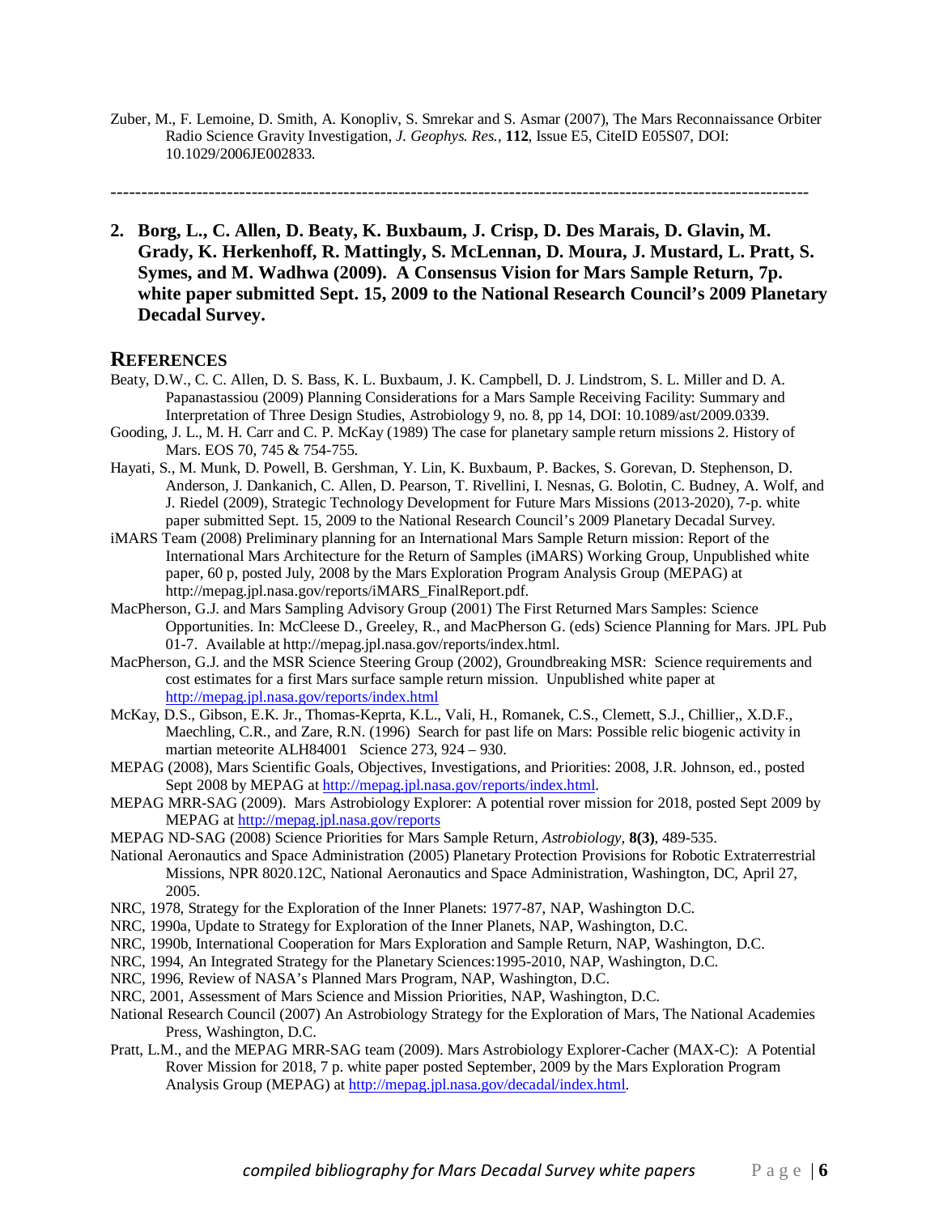Zuber, M., F. Lemoine, D. Smith, A. Konopliv, S. Smrekar and S. Asmar (2007), The Mars Reconnaissance Orbiter Radio Science Gravity Investigation, *J. Geophys. Res.*, **112**, Issue E5, CiteID E05S07, DOI: 10.1029/2006JE002833.

---

**2. Borg, L., C. Allen, D. Beaty, K. Buxbaum, J. Crisp, D. Des Marais, D. Glavin, M. Grady, K. Herkenhoff, R. Mattingly, S. McLennan, D. Moura, J. Mustard, L. Pratt, S. Symes, and M. Wadhwa (2009). A Consensus Vision for Mars Sample Return, 7p. white paper submitted Sept. 15, 2009 to the National Research Council's 2009 Planetary Decadal Survey.**

## REFERENCES

Beaty, D.W., C. C. Allen, D. S. Bass, K. L. Buxbaum, J. K. Campbell, D. J. Lindstrom, S. L. Miller and D. A. Papanastassiou (2009) Planning Considerations for a Mars Sample Receiving Facility: Summary and Interpretation of Three Design Studies, Astrobiology 9, no. 8, pp 14, DOI: 10.1089/ast/2009.0339.

Gooding, J. L., M. H. Carr and C. P. McKay (1989) The case for planetary sample return missions 2. History of Mars. EOS 70, 745 & 754-755.

Hayati, S., M. Munk, D. Powell, B. Gershman, Y. Lin, K. Buxbaum, P. Backes, S. Gorevan, D. Stephenson, D. Anderson, J. Dankanich, C. Allen, D. Pearson, T. Rivellini, I. Nesnas, G. Bolotin, C. Budney, A. Wolf, and J. Riedel (2009), Strategic Technology Development for Future Mars Missions (2013-2020), 7-p. white paper submitted Sept. 15, 2009 to the National Research Council's 2009 Planetary Decadal Survey.

iMARS Team (2008) Preliminary planning for an International Mars Sample Return mission: Report of the International Mars Architecture for the Return of Samples (iMARS) Working Group, Unpublished white paper, 60 p, posted July, 2008 by the Mars Exploration Program Analysis Group (MEPAG) at http://mepag.jpl.nasa.gov/reports/iMARS_FinalReport.pdf.

MacPherson, G.J. and Mars Sampling Advisory Group (2001) The First Returned Mars Samples: Science Opportunities. In: McCleese D., Greeley, R., and MacPherson G. (eds) Science Planning for Mars. JPL Pub 01-7. Available at http://mepag.jpl.nasa.gov/reports/index.html.

MacPherson, G.J. and the MSR Science Steering Group (2002), Groundbreaking MSR: Science requirements and cost estimates for a first Mars surface sample return mission. Unpublished white paper at http://mepag.jpl.nasa.gov/reports/index.html

McKay, D.S., Gibson, E.K. Jr., Thomas-Keprta, K.L., Vali, H., Romanek, C.S., Clemett, S.J., Chillier,, X.D.F., Maechling, C.R., and Zare, R.N. (1996) Search for past life on Mars: Possible relic biogenic activity in martian meteorite ALH84001 Science 273, 924 – 930.

MEPAG (2008), Mars Scientific Goals, Objectives, Investigations, and Priorities: 2008, J.R. Johnson, ed., posted Sept 2008 by MEPAG at http://mepag.jpl.nasa.gov/reports/index.html.

MEPAG MRR-SAG (2009). Mars Astrobiology Explorer: A potential rover mission for 2018, posted Sept 2009 by MEPAG at http://mepag.jpl.nasa.gov/reports

MEPAG ND-SAG (2008) Science Priorities for Mars Sample Return, *Astrobiology*, **8(3)**, 489-535.

National Aeronautics and Space Administration (2005) Planetary Protection Provisions for Robotic Extraterrestrial Missions, NPR 8020.12C, National Aeronautics and Space Administration, Washington, DC, April 27, 2005.

NRC, 1978, Strategy for the Exploration of the Inner Planets: 1977-87, NAP, Washington D.C.

NRC, 1990a, Update to Strategy for Exploration of the Inner Planets, NAP, Washington, D.C.

NRC, 1990b, International Cooperation for Mars Exploration and Sample Return, NAP, Washington, D.C.

NRC, 1994, An Integrated Strategy for the Planetary Sciences:1995-2010, NAP, Washington, D.C.

NRC, 1996, Review of NASA's Planned Mars Program, NAP, Washington, D.C.

NRC, 2001, Assessment of Mars Science and Mission Priorities, NAP, Washington, D.C.

National Research Council (2007) An Astrobiology Strategy for the Exploration of Mars, The National Academies Press, Washington, D.C.

Pratt, L.M., and the MEPAG MRR-SAG team (2009). Mars Astrobiology Explorer-Cacher (MAX-C): A Potential Rover Mission for 2018, 7 p. white paper posted September, 2009 by the Mars Exploration Program Analysis Group (MEPAG) at http://mepag.jpl.nasa.gov/decadal/index.html.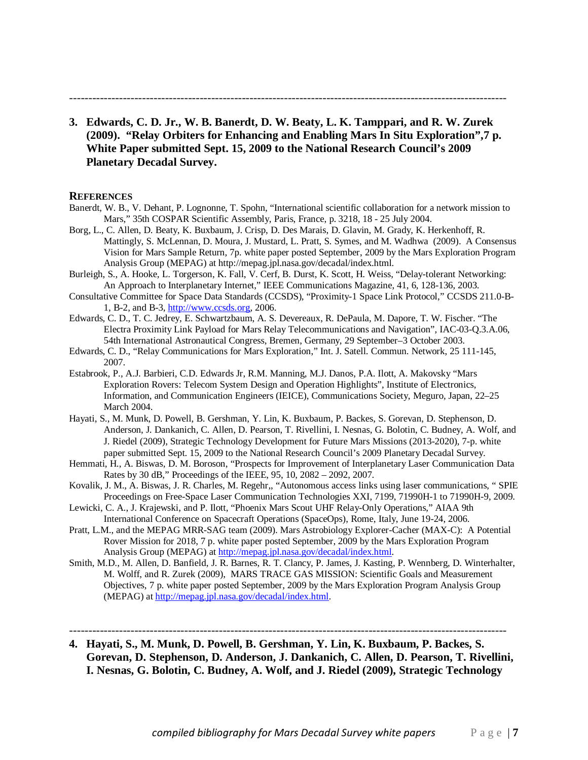---

**3. Edwards, C. D. Jr., W. B. Banerdt, D. W. Beaty, L. K. Tamppari, and R. W. Zurek (2009). "Relay Orbiters for Enhancing and Enabling Mars In Situ Exploration",7 p. White Paper submitted Sept. 15, 2009 to the National Research Council's 2009 Planetary Decadal Survey.**

**REFERENCES**

Banerdt, W. B., V. Dehant, P. Lognonne, T. Spohn, "International scientific collaboration for a network mission to Mars," 35th COSPAR Scientific Assembly, Paris, France, p. 3218, 18 - 25 July 2004.

Borg, L., C. Allen, D. Beaty, K. Buxbaum, J. Crisp, D. Des Marais, D. Glavin, M. Grady, K. Herkenhoff, R. Mattingly, S. McLennan, D. Moura, J. Mustard, L. Pratt, S. Symes, and M. Wadhwa (2009). A Consensus Vision for Mars Sample Return, 7p. white paper posted September, 2009 by the Mars Exploration Program Analysis Group (MEPAG) at http://mepag.jpl.nasa.gov/decadal/index.html.

Burleigh, S., A. Hooke, L. Torgerson, K. Fall, V. Cerf, B. Durst, K. Scott, H. Weiss, "Delay-tolerant Networking: An Approach to Interplanetary Internet," IEEE Communications Magazine, 41, 6, 128-136, 2003.

Consultative Committee for Space Data Standards (CCSDS), "Proximity-1 Space Link Protocol," CCSDS 211.0-B-1, B-2, and B-3, http://www.ccsds.org, 2006.

Edwards, C. D., T. C. Jedrey, E. Schwartzbaum, A. S. Devereaux, R. DePaula, M. Dapore, T. W. Fischer. "The Electra Proximity Link Payload for Mars Relay Telecommunications and Navigation", IAC-03-Q.3.A.06, 54th International Astronautical Congress, Bremen, Germany, 29 September–3 October 2003.

Edwards, C. D., "Relay Communications for Mars Exploration," Int. J. Satell. Commun. Network, 25 111-145, 2007.

Estabrook, P., A.J. Barbieri, C.D. Edwards Jr, R.M. Manning, M.J. Danos, P.A. Ilott, A. Makovsky "Mars Exploration Rovers: Telecom System Design and Operation Highlights", Institute of Electronics, Information, and Communication Engineers (IEICE), Communications Society, Meguro, Japan, 22–25 March 2004.

Hayati, S., M. Munk, D. Powell, B. Gershman, Y. Lin, K. Buxbaum, P. Backes, S. Gorevan, D. Stephenson, D. Anderson, J. Dankanich, C. Allen, D. Pearson, T. Rivellini, I. Nesnas, G. Bolotin, C. Budney, A. Wolf, and J. Riedel (2009), Strategic Technology Development for Future Mars Missions (2013-2020), 7-p. white paper submitted Sept. 15, 2009 to the National Research Council's 2009 Planetary Decadal Survey.

Hemmati, H., A. Biswas, D. M. Boroson, "Prospects for Improvement of Interplanetary Laser Communication Data Rates by 30 dB," Proceedings of the IEEE, 95, 10, 2082 – 2092, 2007.

Kovalik, J. M., A. Biswas, J. R. Charles, M. Regehr,, "Autonomous access links using laser communications, " SPIE Proceedings on Free-Space Laser Communication Technologies XXI, 7199, 71990H-1 to 71990H-9, 2009.

Lewicki, C. A., J. Krajewski, and P. Ilott, "Phoenix Mars Scout UHF Relay-Only Operations," AIAA 9th International Conference on Spacecraft Operations (SpaceOps), Rome, Italy, June 19-24, 2006.

Pratt, L.M., and the MEPAG MRR-SAG team (2009). Mars Astrobiology Explorer-Cacher (MAX-C): A Potential Rover Mission for 2018, 7 p. white paper posted September, 2009 by the Mars Exploration Program Analysis Group (MEPAG) at http://mepag.jpl.nasa.gov/decadal/index.html.

Smith, M.D., M. Allen, D. Banfield, J. R. Barnes, R. T. Clancy, P. James, J. Kasting, P. Wennberg, D. Winterhalter, M. Wolff, and R. Zurek (2009), MARS TRACE GAS MISSION: Scientific Goals and Measurement Objectives, 7 p. white paper posted September, 2009 by the Mars Exploration Program Analysis Group (MEPAG) at http://mepag.jpl.nasa.gov/decadal/index.html.

---

**4. Hayati, S., M. Munk, D. Powell, B. Gershman, Y. Lin, K. Buxbaum, P. Backes, S. Gorevan, D. Stephenson, D. Anderson, J. Dankanich, C. Allen, D. Pearson, T. Rivellini, I. Nesnas, G. Bolotin, C. Budney, A. Wolf, and J. Riedel (2009), Strategic Technology**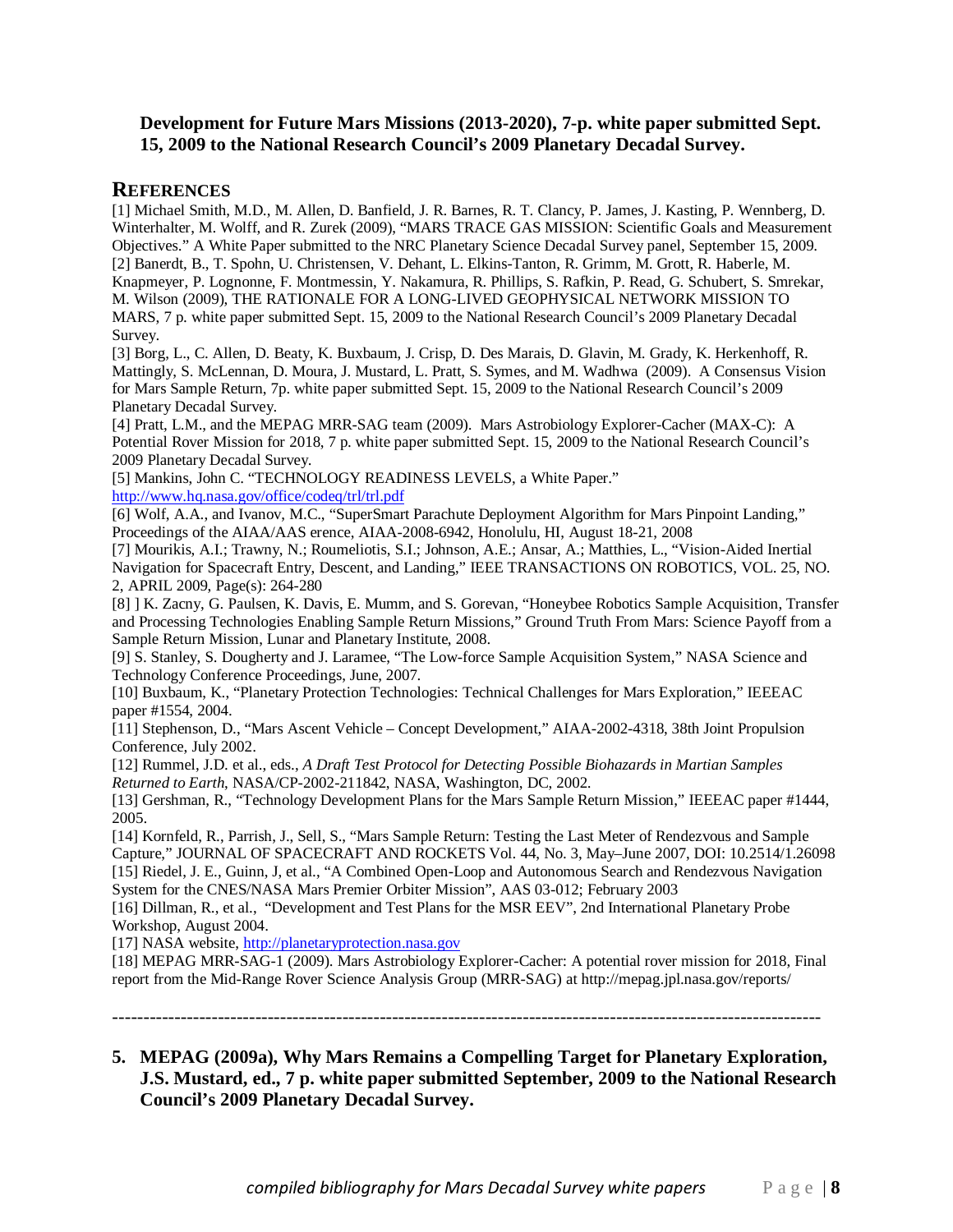**Development for Future Mars Missions (2013-2020), 7-p. white paper submitted Sept. 15, 2009 to the National Research Council's 2009 Planetary Decadal Survey.**

## REFERENCES

[1] Michael Smith, M.D., M. Allen, D. Banfield, J. R. Barnes, R. T. Clancy, P. James, J. Kasting, P. Wennberg, D. Winterhalter, M. Wolff, and R. Zurek (2009), "MARS TRACE GAS MISSION: Scientific Goals and Measurement Objectives." A White Paper submitted to the NRC Planetary Science Decadal Survey panel, September 15, 2009.
[2] Banerdt, B., T. Spohn, U. Christensen, V. Dehant, L. Elkins-Tanton, R. Grimm, M. Grott, R. Haberle, M. Knapmeyer, P. Lognonne, F. Montmessin, Y. Nakamura, R. Phillips, S. Rafkin, P. Read, G. Schubert, S. Smrekar, M. Wilson (2009), THE RATIONALE FOR A LONG-LIVED GEOPHYSICAL NETWORK MISSION TO MARS, 7 p. white paper submitted Sept. 15, 2009 to the National Research Council's 2009 Planetary Decadal Survey.
[3] Borg, L., C. Allen, D. Beaty, K. Buxbaum, J. Crisp, D. Des Marais, D. Glavin, M. Grady, K. Herkenhoff, R. Mattingly, S. McLennan, D. Moura, J. Mustard, L. Pratt, S. Symes, and M. Wadhwa (2009). A Consensus Vision for Mars Sample Return, 7p. white paper submitted Sept. 15, 2009 to the National Research Council's 2009 Planetary Decadal Survey.
[4] Pratt, L.M., and the MEPAG MRR-SAG team (2009). Mars Astrobiology Explorer-Cacher (MAX-C): A Potential Rover Mission for 2018, 7 p. white paper submitted Sept. 15, 2009 to the National Research Council's 2009 Planetary Decadal Survey.
[5] Mankins, John C. "TECHNOLOGY READINESS LEVELS, a White Paper." http://www.hq.nasa.gov/office/codeq/trl/trl.pdf
[6] Wolf, A.A., and Ivanov, M.C., "SuperSmart Parachute Deployment Algorithm for Mars Pinpoint Landing," Proceedings of the AIAA/AAS erence, AIAA-2008-6942, Honolulu, HI, August 18-21, 2008
[7] Mourikis, A.I.; Trawny, N.; Roumeliotis, S.I.; Johnson, A.E.; Ansar, A.; Matthies, L., "Vision-Aided Inertial Navigation for Spacecraft Entry, Descent, and Landing," IEEE TRANSACTIONS ON ROBOTICS, VOL. 25, NO. 2, APRIL 2009, Page(s): 264-280
[8] ] K. Zacny, G. Paulsen, K. Davis, E. Mumm, and S. Gorevan, "Honeybee Robotics Sample Acquisition, Transfer and Processing Technologies Enabling Sample Return Missions," Ground Truth From Mars: Science Payoff from a Sample Return Mission, Lunar and Planetary Institute, 2008.
[9] S. Stanley, S. Dougherty and J. Laramee, "The Low-force Sample Acquisition System," NASA Science and Technology Conference Proceedings, June, 2007.
[10] Buxbaum, K., "Planetary Protection Technologies: Technical Challenges for Mars Exploration," IEEEAC paper #1554, 2004.
[11] Stephenson, D., "Mars Ascent Vehicle – Concept Development," AIAA-2002-4318, 38th Joint Propulsion Conference, July 2002.
[12] Rummel, J.D. et al., eds., *A Draft Test Protocol for Detecting Possible Biohazards in Martian Samples Returned to Earth*, NASA/CP-2002-211842, NASA, Washington, DC, 2002.
[13] Gershman, R., "Technology Development Plans for the Mars Sample Return Mission," IEEEAC paper #1444, 2005.
[14] Kornfeld, R., Parrish, J., Sell, S., "Mars Sample Return: Testing the Last Meter of Rendezvous and Sample Capture," JOURNAL OF SPACECRAFT AND ROCKETS Vol. 44, No. 3, May–June 2007, DOI: 10.2514/1.26098
[15] Riedel, J. E., Guinn, J, et al., "A Combined Open-Loop and Autonomous Search and Rendezvous Navigation System for the CNES/NASA Mars Premier Orbiter Mission", AAS 03-012; February 2003
[16] Dillman, R., et al., "Development and Test Plans for the MSR EEV", 2nd International Planetary Probe Workshop, August 2004.
[17] NASA website, http://planetaryprotection.nasa.gov
[18] MEPAG MRR-SAG-1 (2009). Mars Astrobiology Explorer-Cacher: A potential rover mission for 2018, Final report from the Mid-Range Rover Science Analysis Group (MRR-SAG) at http://mepag.jpl.nasa.gov/reports/

---

**5. MEPAG (2009a), Why Mars Remains a Compelling Target for Planetary Exploration, J.S. Mustard, ed., 7 p. white paper submitted September, 2009 to the National Research Council's 2009 Planetary Decadal Survey.**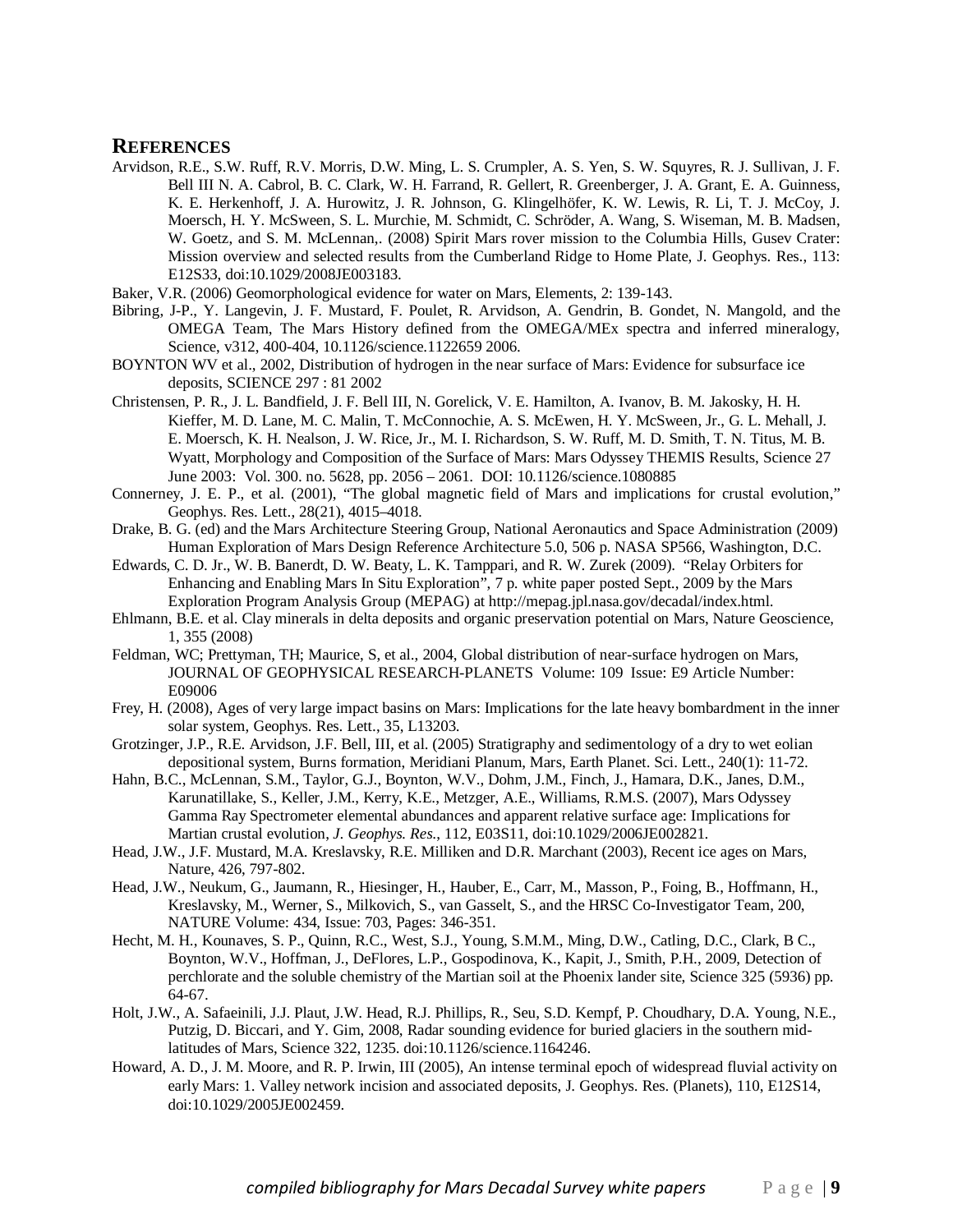## REFERENCES

Arvidson, R.E., S.W. Ruff, R.V. Morris, D.W. Ming, L. S. Crumpler, A. S. Yen, S. W. Squyres, R. J. Sullivan, J. F. Bell III N. A. Cabrol, B. C. Clark, W. H. Farrand, R. Gellert, R. Greenberger, J. A. Grant, E. A. Guinness, K. E. Herkenhoff, J. A. Hurowitz, J. R. Johnson, G. Klingelhöfer, K. W. Lewis, R. Li, T. J. McCoy, J. Moersch, H. Y. McSween, S. L. Murchie, M. Schmidt, C. Schröder, A. Wang, S. Wiseman, M. B. Madsen, W. Goetz, and S. M. McLennan,. (2008) Spirit Mars rover mission to the Columbia Hills, Gusev Crater: Mission overview and selected results from the Cumberland Ridge to Home Plate, J. Geophys. Res., 113: E12S33, doi:10.1029/2008JE003183.

Baker, V.R. (2006) Geomorphological evidence for water on Mars, Elements, 2: 139-143.

Bibring, J-P., Y. Langevin, J. F. Mustard, F. Poulet, R. Arvidson, A. Gendrin, B. Gondet, N. Mangold, and the OMEGA Team, The Mars History defined from the OMEGA/MEx spectra and inferred mineralogy, Science, v312, 400-404, 10.1126/science.1122659 2006.

BOYNTON WV et al., 2002, Distribution of hydrogen in the near surface of Mars: Evidence for subsurface ice deposits, SCIENCE 297 : 81 2002

Christensen, P. R., J. L. Bandfield, J. F. Bell III, N. Gorelick, V. E. Hamilton, A. Ivanov, B. M. Jakosky, H. H. Kieffer, M. D. Lane, M. C. Malin, T. McConnochie, A. S. McEwen, H. Y. McSween, Jr., G. L. Mehall, J. E. Moersch, K. H. Nealson, J. W. Rice, Jr., M. I. Richardson, S. W. Ruff, M. D. Smith, T. N. Titus, M. B. Wyatt, Morphology and Composition of the Surface of Mars: Mars Odyssey THEMIS Results, Science 27 June 2003: Vol. 300. no. 5628, pp. 2056 – 2061. DOI: 10.1126/science.1080885

Connerney, J. E. P., et al. (2001), "The global magnetic field of Mars and implications for crustal evolution," Geophys. Res. Lett., 28(21), 4015–4018.

Drake, B. G. (ed) and the Mars Architecture Steering Group, National Aeronautics and Space Administration (2009) Human Exploration of Mars Design Reference Architecture 5.0, 506 p. NASA SP566, Washington, D.C.

Edwards, C. D. Jr., W. B. Banerdt, D. W. Beaty, L. K. Tamppari, and R. W. Zurek (2009). "Relay Orbiters for Enhancing and Enabling Mars In Situ Exploration", 7 p. white paper posted Sept., 2009 by the Mars Exploration Program Analysis Group (MEPAG) at http://mepag.jpl.nasa.gov/decadal/index.html.

Ehlmann, B.E. et al. Clay minerals in delta deposits and organic preservation potential on Mars, Nature Geoscience, 1, 355 (2008)

Feldman, WC; Prettyman, TH; Maurice, S, et al., 2004, Global distribution of near-surface hydrogen on Mars, JOURNAL OF GEOPHYSICAL RESEARCH-PLANETS Volume: 109 Issue: E9 Article Number: E09006

Frey, H. (2008), Ages of very large impact basins on Mars: Implications for the late heavy bombardment in the inner solar system, Geophys. Res. Lett., 35, L13203.

Grotzinger, J.P., R.E. Arvidson, J.F. Bell, III, et al. (2005) Stratigraphy and sedimentology of a dry to wet eolian depositional system, Burns formation, Meridiani Planum, Mars, Earth Planet. Sci. Lett., 240(1): 11-72.

Hahn, B.C., McLennan, S.M., Taylor, G.J., Boynton, W.V., Dohm, J.M., Finch, J., Hamara, D.K., Janes, D.M., Karunatillake, S., Keller, J.M., Kerry, K.E., Metzger, A.E., Williams, R.M.S. (2007), Mars Odyssey Gamma Ray Spectrometer elemental abundances and apparent relative surface age: Implications for Martian crustal evolution, *J. Geophys. Res.*, 112, E03S11, doi:10.1029/2006JE002821.

Head, J.W., J.F. Mustard, M.A. Kreslavsky, R.E. Milliken and D.R. Marchant (2003), Recent ice ages on Mars, Nature, 426, 797-802.

Head, J.W., Neukum, G., Jaumann, R., Hiesinger, H., Hauber, E., Carr, M., Masson, P., Foing, B., Hoffmann, H., Kreslavsky, M., Werner, S., Milkovich, S., van Gasselt, S., and the HRSC Co-Investigator Team, 200, NATURE Volume: 434, Issue: 703, Pages: 346-351.

Hecht, M. H., Kounaves, S. P., Quinn, R.C., West, S.J., Young, S.M.M., Ming, D.W., Catling, D.C., Clark, B C., Boynton, W.V., Hoffman, J., DeFlores, L.P., Gospodinova, K., Kapit, J., Smith, P.H., 2009, Detection of perchlorate and the soluble chemistry of the Martian soil at the Phoenix lander site, Science 325 (5936) pp. 64-67.

Holt, J.W., A. Safaeinili, J.J. Plaut, J.W. Head, R.J. Phillips, R., Seu, S.D. Kempf, P. Choudhary, D.A. Young, N.E., Putzig, D. Biccari, and Y. Gim, 2008, Radar sounding evidence for buried glaciers in the southern mid-latitudes of Mars, Science 322, 1235. doi:10.1126/science.1164246.

Howard, A. D., J. M. Moore, and R. P. Irwin, III (2005), An intense terminal epoch of widespread fluvial activity on early Mars: 1. Valley network incision and associated deposits, J. Geophys. Res. (Planets), 110, E12S14, doi:10.1029/2005JE002459.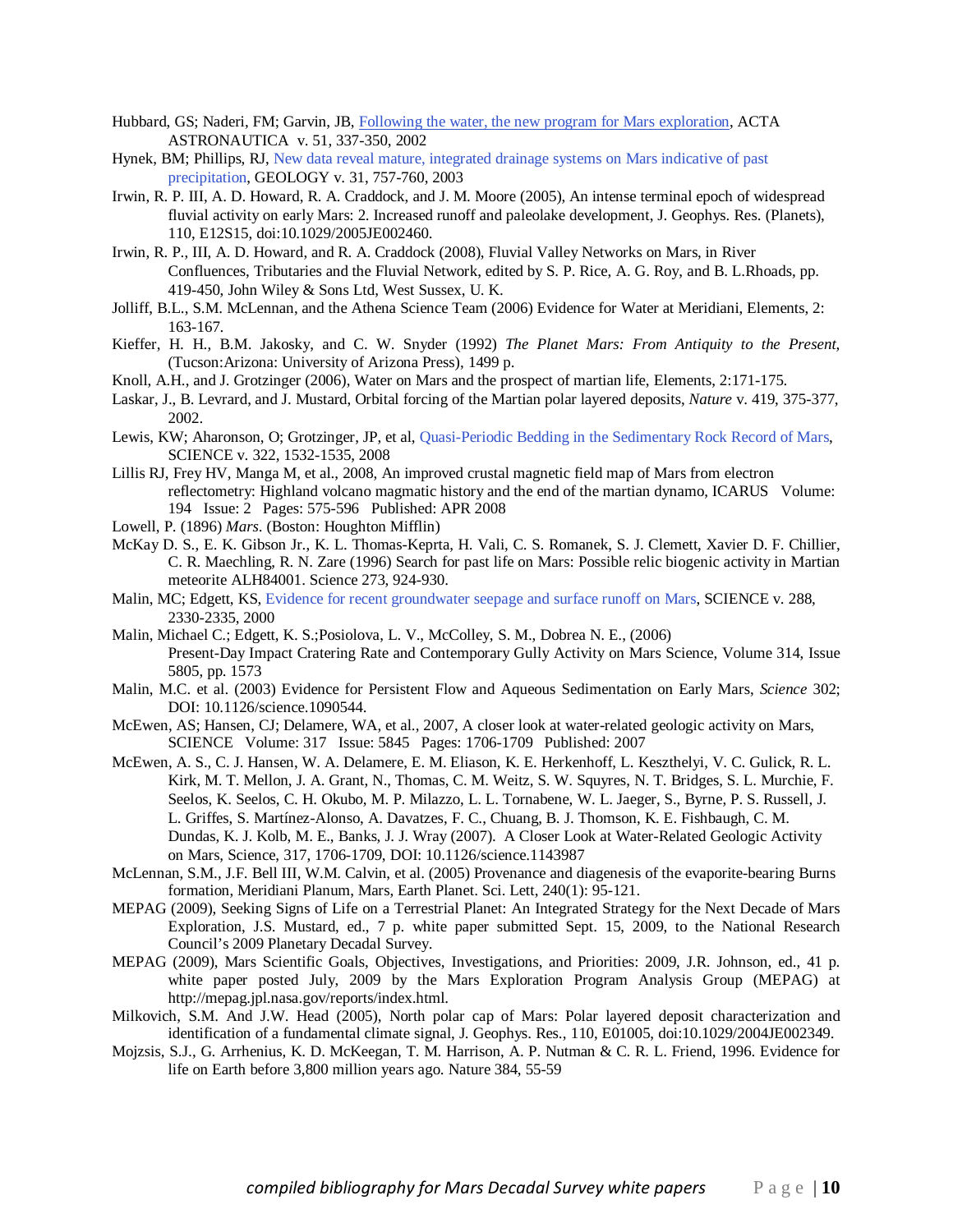Hubbard, GS; Naderi, FM; Garvin, JB, Following the water, the new program for Mars exploration, ACTA ASTRONAUTICA v. 51, 337-350, 2002

Hynek, BM; Phillips, RJ, New data reveal mature, integrated drainage systems on Mars indicative of past precipitation, GEOLOGY v. 31, 757-760, 2003

Irwin, R. P. III, A. D. Howard, R. A. Craddock, and J. M. Moore (2005), An intense terminal epoch of widespread fluvial activity on early Mars: 2. Increased runoff and paleolake development, J. Geophys. Res. (Planets), 110, E12S15, doi:10.1029/2005JE002460.

Irwin, R. P., III, A. D. Howard, and R. A. Craddock (2008), Fluvial Valley Networks on Mars, in River Confluences, Tributaries and the Fluvial Network, edited by S. P. Rice, A. G. Roy, and B. L.Rhoads, pp. 419-450, John Wiley & Sons Ltd, West Sussex, U. K.

Jolliff, B.L., S.M. McLennan, and the Athena Science Team (2006) Evidence for Water at Meridiani, Elements, 2: 163-167.

Kieffer, H. H., B.M. Jakosky, and C. W. Snyder (1992) *The Planet Mars: From Antiquity to the Present,* (Tucson:Arizona: University of Arizona Press), 1499 p.

Knoll, A.H., and J. Grotzinger (2006), Water on Mars and the prospect of martian life, Elements, 2:171-175.

Laskar, J., B. Levrard, and J. Mustard, Orbital forcing of the Martian polar layered deposits, *Nature* v. 419, 375-377, 2002.

Lewis, KW; Aharonson, O; Grotzinger, JP, et al, Quasi-Periodic Bedding in the Sedimentary Rock Record of Mars, SCIENCE v. 322, 1532-1535, 2008

Lillis RJ, Frey HV, Manga M, et al., 2008, An improved crustal magnetic field map of Mars from electron reflectometry: Highland volcano magmatic history and the end of the martian dynamo, ICARUS Volume: 194 Issue: 2 Pages: 575-596 Published: APR 2008

Lowell, P. (1896) *Mars*. (Boston: Houghton Mifflin)

McKay D. S., E. K. Gibson Jr., K. L. Thomas-Keprta, H. Vali, C. S. Romanek, S. J. Clemett, Xavier D. F. Chillier, C. R. Maechling, R. N. Zare (1996) Search for past life on Mars: Possible relic biogenic activity in Martian meteorite ALH84001. Science 273, 924-930.

Malin, MC; Edgett, KS, Evidence for recent groundwater seepage and surface runoff on Mars, SCIENCE v. 288, 2330-2335, 2000

Malin, Michael C.; Edgett, K. S.;Posiolova, L. V., McColley, S. M., Dobrea N. E., (2006) Present-Day Impact Cratering Rate and Contemporary Gully Activity on Mars Science, Volume 314, Issue 5805, pp. 1573

Malin, M.C. et al. (2003) Evidence for Persistent Flow and Aqueous Sedimentation on Early Mars, *Science* 302; DOI: 10.1126/science.1090544.

McEwen, AS; Hansen, CJ; Delamere, WA, et al., 2007, A closer look at water-related geologic activity on Mars, SCIENCE Volume: 317 Issue: 5845 Pages: 1706-1709 Published: 2007

McEwen, A. S., C. J. Hansen, W. A. Delamere, E. M. Eliason, K. E. Herkenhoff, L. Keszthelyi, V. C. Gulick, R. L. Kirk, M. T. Mellon, J. A. Grant, N., Thomas, C. M. Weitz, S. W. Squyres, N. T. Bridges, S. L. Murchie, F. Seelos, K. Seelos, C. H. Okubo, M. P. Milazzo, L. L. Tornabene, W. L. Jaeger, S., Byrne, P. S. Russell, J. L. Griffes, S. Martínez-Alonso, A. Davatzes, F. C., Chuang, B. J. Thomson, K. E. Fishbaugh, C. M. Dundas, K. J. Kolb, M. E., Banks, J. J. Wray (2007). A Closer Look at Water-Related Geologic Activity on Mars, Science, 317, 1706-1709, DOI: 10.1126/science.1143987

McLennan, S.M., J.F. Bell III, W.M. Calvin, et al. (2005) Provenance and diagenesis of the evaporite-bearing Burns formation, Meridiani Planum, Mars, Earth Planet. Sci. Lett, 240(1): 95-121.

MEPAG (2009), Seeking Signs of Life on a Terrestrial Planet: An Integrated Strategy for the Next Decade of Mars Exploration, J.S. Mustard, ed., 7 p. white paper submitted Sept. 15, 2009, to the National Research Council's 2009 Planetary Decadal Survey.

MEPAG (2009), Mars Scientific Goals, Objectives, Investigations, and Priorities: 2009, J.R. Johnson, ed., 41 p. white paper posted July, 2009 by the Mars Exploration Program Analysis Group (MEPAG) at http://mepag.jpl.nasa.gov/reports/index.html.

Milkovich, S.M. And J.W. Head (2005), North polar cap of Mars: Polar layered deposit characterization and identification of a fundamental climate signal, J. Geophys. Res., 110, E01005, doi:10.1029/2004JE002349.

Mojzsis, S.J., G. Arrhenius, K. D. McKeegan, T. M. Harrison, A. P. Nutman & C. R. L. Friend, 1996. Evidence for life on Earth before 3,800 million years ago. Nature 384, 55-59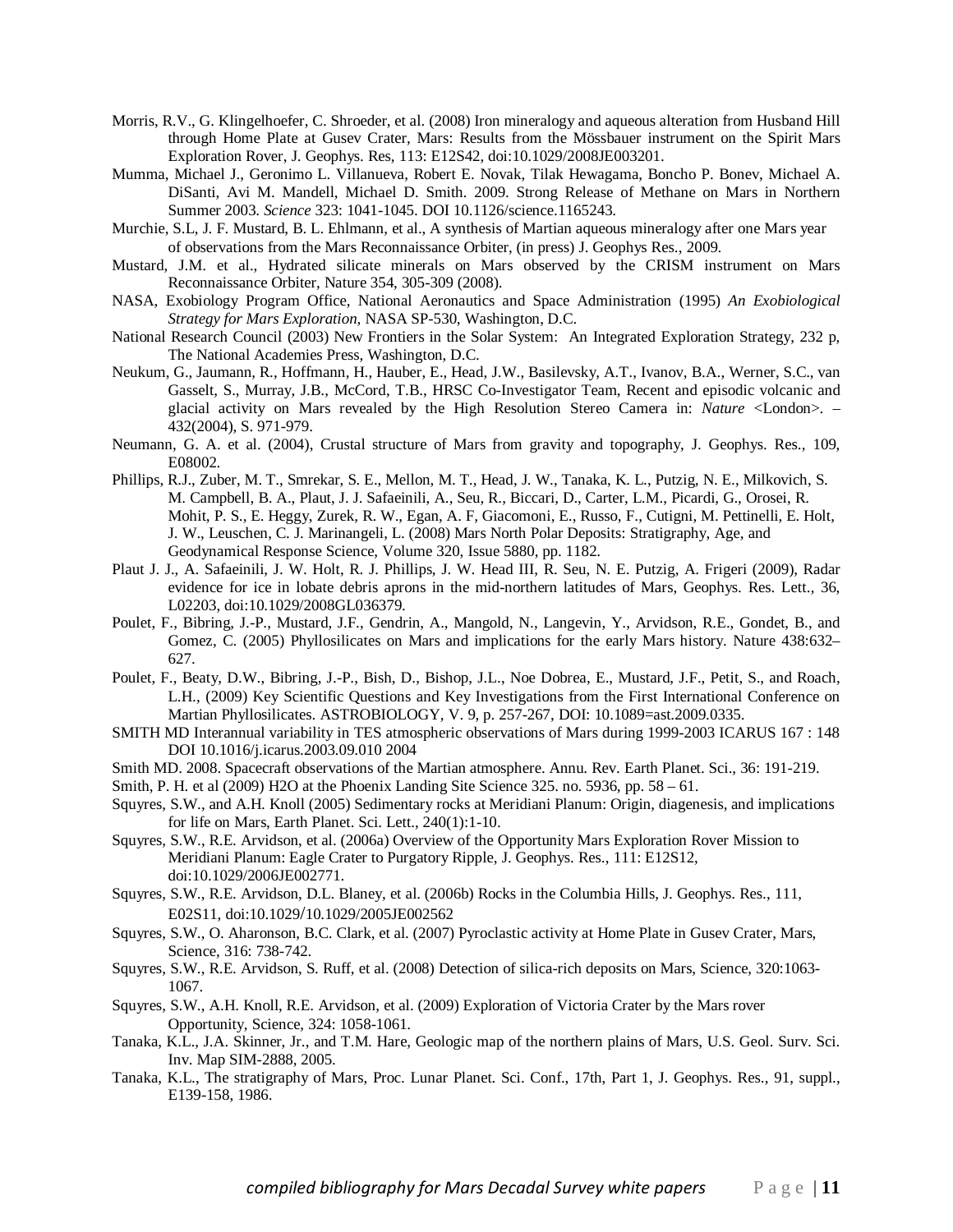Morris, R.V., G. Klingelhoefer, C. Shroeder, et al. (2008) Iron mineralogy and aqueous alteration from Husband Hill through Home Plate at Gusev Crater, Mars: Results from the Mössbauer instrument on the Spirit Mars Exploration Rover, J. Geophys. Res, 113: E12S42, doi:10.1029/2008JE003201.

Mumma, Michael J., Geronimo L. Villanueva, Robert E. Novak, Tilak Hewagama, Boncho P. Bonev, Michael A. DiSanti, Avi M. Mandell, Michael D. Smith. 2009. Strong Release of Methane on Mars in Northern Summer 2003. *Science* 323: 1041-1045. DOI 10.1126/science.1165243.

Murchie, S.L, J. F. Mustard, B. L. Ehlmann, et al., A synthesis of Martian aqueous mineralogy after one Mars year of observations from the Mars Reconnaissance Orbiter, (in press) J. Geophys Res., 2009.

Mustard, J.M. et al., Hydrated silicate minerals on Mars observed by the CRISM instrument on Mars Reconnaissance Orbiter, Nature 354, 305-309 (2008).

NASA, Exobiology Program Office, National Aeronautics and Space Administration (1995) *An Exobiological Strategy for Mars Exploration,* NASA SP-530, Washington, D.C.

National Research Council (2003) New Frontiers in the Solar System: An Integrated Exploration Strategy, 232 p, The National Academies Press, Washington, D.C.

Neukum, G., Jaumann, R., Hoffmann, H., Hauber, E., Head, J.W., Basilevsky, A.T., Ivanov, B.A., Werner, S.C., van Gasselt, S., Murray, J.B., McCord, T.B., HRSC Co-Investigator Team, Recent and episodic volcanic and glacial activity on Mars revealed by the High Resolution Stereo Camera in: *Nature* <London>. – 432(2004), S. 971-979.

Neumann, G. A. et al. (2004), Crustal structure of Mars from gravity and topography, J. Geophys. Res., 109, E08002.

Phillips, R.J., Zuber, M. T., Smrekar, S. E., Mellon, M. T., Head, J. W., Tanaka, K. L., Putzig, N. E., Milkovich, S. M. Campbell, B. A., Plaut, J. J. Safaeinili, A., Seu, R., Biccari, D., Carter, L.M., Picardi, G., Orosei, R. Mohit, P. S., E. Heggy, Zurek, R. W., Egan, A. F, Giacomoni, E., Russo, F., Cutigni, M. Pettinelli, E. Holt, J. W., Leuschen, C. J. Marinangeli, L. (2008) Mars North Polar Deposits: Stratigraphy, Age, and Geodynamical Response Science, Volume 320, Issue 5880, pp. 1182.

Plaut J. J., A. Safaeinili, J. W. Holt, R. J. Phillips, J. W. Head III, R. Seu, N. E. Putzig, A. Frigeri (2009), Radar evidence for ice in lobate debris aprons in the mid-northern latitudes of Mars, Geophys. Res. Lett., 36, L02203, doi:10.1029/2008GL036379.

Poulet, F., Bibring, J.-P., Mustard, J.F., Gendrin, A., Mangold, N., Langevin, Y., Arvidson, R.E., Gondet, B., and Gomez, C. (2005) Phyllosilicates on Mars and implications for the early Mars history. Nature 438:632–627.

Poulet, F., Beaty, D.W., Bibring, J.-P., Bish, D., Bishop, J.L., Noe Dobrea, E., Mustard, J.F., Petit, S., and Roach, L.H., (2009) Key Scientific Questions and Key Investigations from the First International Conference on Martian Phyllosilicates. ASTROBIOLOGY, V. 9, p. 257-267, DOI: 10.1089=ast.2009.0335.

SMITH MD Interannual variability in TES atmospheric observations of Mars during 1999-2003 ICARUS 167 : 148 DOI 10.1016/j.icarus.2003.09.010 2004

Smith MD. 2008. Spacecraft observations of the Martian atmosphere. Annu. Rev. Earth Planet. Sci., 36: 191-219.

Smith, P. H. et al (2009) H2O at the Phoenix Landing Site Science 325. no. 5936, pp. 58 – 61.

Squyres, S.W., and A.H. Knoll (2005) Sedimentary rocks at Meridiani Planum: Origin, diagenesis, and implications for life on Mars, Earth Planet. Sci. Lett., 240(1):1-10.

Squyres, S.W., R.E. Arvidson, et al. (2006a) Overview of the Opportunity Mars Exploration Rover Mission to Meridiani Planum: Eagle Crater to Purgatory Ripple, J. Geophys. Res., 111: E12S12, doi:10.1029/2006JE002771.

Squyres, S.W., R.E. Arvidson, D.L. Blaney, et al. (2006b) Rocks in the Columbia Hills, J. Geophys. Res., 111, E02S11, doi:10.1029/10.1029/2005JE002562

Squyres, S.W., O. Aharonson, B.C. Clark, et al. (2007) Pyroclastic activity at Home Plate in Gusev Crater, Mars, Science, 316: 738-742.

Squyres, S.W., R.E. Arvidson, S. Ruff, et al. (2008) Detection of silica-rich deposits on Mars, Science, 320:1063-1067.

Squyres, S.W., A.H. Knoll, R.E. Arvidson, et al. (2009) Exploration of Victoria Crater by the Mars rover Opportunity, Science, 324: 1058-1061.

Tanaka, K.L., J.A. Skinner, Jr., and T.M. Hare, Geologic map of the northern plains of Mars, U.S. Geol. Surv. Sci. Inv. Map SIM-2888, 2005.

Tanaka, K.L., The stratigraphy of Mars, Proc. Lunar Planet. Sci. Conf., 17th, Part 1, J. Geophys. Res., 91, suppl., E139-158, 1986.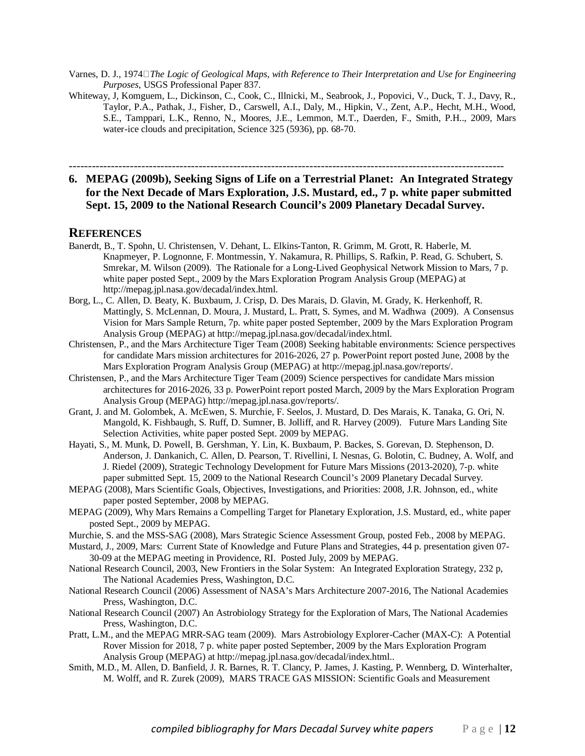Varnes, D. J., 1974 *The Logic of Geological Maps, with Reference to Their Interpretation and Use for Engineering Purposes*, USGS Professional Paper 837.

Whiteway, J, Komguem, L., Dickinson, C., Cook, C., Illnicki, M., Seabrook, J., Popovici, V., Duck, T. J., Davy, R., Taylor, P.A., Pathak, J., Fisher, D., Carswell, A.I., Daly, M., Hipkin, V., Zent, A.P., Hecht, M.H., Wood, S.E., Tamppari, L.K., Renno, N., Moores, J.E., Lemmon, M.T., Daerden, F., Smith, P.H.., 2009, Mars water-ice clouds and precipitation, Science 325 (5936), pp. 68-70.

---

## 6. MEPAG (2009b), Seeking Signs of Life on a Terrestrial Planet: An Integrated Strategy for the Next Decade of Mars Exploration, J.S. Mustard, ed., 7 p. white paper submitted Sept. 15, 2009 to the National Research Council's 2009 Planetary Decadal Survey.

### REFERENCES

Banerdt, B., T. Spohn, U. Christensen, V. Dehant, L. Elkins-Tanton, R. Grimm, M. Grott, R. Haberle, M. Knapmeyer, P. Lognonne, F. Montmessin, Y. Nakamura, R. Phillips, S. Rafkin, P. Read, G. Schubert, S. Smrekar, M. Wilson (2009). The Rationale for a Long-Lived Geophysical Network Mission to Mars, 7 p. white paper posted Sept., 2009 by the Mars Exploration Program Analysis Group (MEPAG) at http://mepag.jpl.nasa.gov/decadal/index.html.

Borg, L., C. Allen, D. Beaty, K. Buxbaum, J. Crisp, D. Des Marais, D. Glavin, M. Grady, K. Herkenhoff, R. Mattingly, S. McLennan, D. Moura, J. Mustard, L. Pratt, S. Symes, and M. Wadhwa (2009). A Consensus Vision for Mars Sample Return, 7p. white paper posted September, 2009 by the Mars Exploration Program Analysis Group (MEPAG) at http://mepag.jpl.nasa.gov/decadal/index.html.

Christensen, P., and the Mars Architecture Tiger Team (2008) Seeking habitable environments: Science perspectives for candidate Mars mission architectures for 2016-2026, 27 p. PowerPoint report posted June, 2008 by the Mars Exploration Program Analysis Group (MEPAG) at http://mepag.jpl.nasa.gov/reports/.

Christensen, P., and the Mars Architecture Tiger Team (2009) Science perspectives for candidate Mars mission architectures for 2016-2026, 33 p. PowerPoint report posted March, 2009 by the Mars Exploration Program Analysis Group (MEPAG) http://mepag.jpl.nasa.gov/reports/.

Grant, J. and M. Golombek, A. McEwen, S. Murchie, F. Seelos, J. Mustard, D. Des Marais, K. Tanaka, G. Ori, N. Mangold, K. Fishbaugh, S. Ruff, D. Sumner, B. Jolliff, and R. Harvey (2009). Future Mars Landing Site Selection Activities, white paper posted Sept. 2009 by MEPAG.

Hayati, S., M. Munk, D. Powell, B. Gershman, Y. Lin, K. Buxbaum, P. Backes, S. Gorevan, D. Stephenson, D. Anderson, J. Dankanich, C. Allen, D. Pearson, T. Rivellini, I. Nesnas, G. Bolotin, C. Budney, A. Wolf, and J. Riedel (2009), Strategic Technology Development for Future Mars Missions (2013-2020), 7-p. white paper submitted Sept. 15, 2009 to the National Research Council's 2009 Planetary Decadal Survey.

MEPAG (2008), Mars Scientific Goals, Objectives, Investigations, and Priorities: 2008, J.R. Johnson, ed., white paper posted September, 2008 by MEPAG.

MEPAG (2009), Why Mars Remains a Compelling Target for Planetary Exploration, J.S. Mustard, ed., white paper posted Sept., 2009 by MEPAG.

Murchie, S. and the MSS-SAG (2008), Mars Strategic Science Assessment Group, posted Feb., 2008 by MEPAG.

Mustard, J., 2009, Mars: Current State of Knowledge and Future Plans and Strategies, 44 p. presentation given 07-30-09 at the MEPAG meeting in Providence, RI. Posted July, 2009 by MEPAG.

National Research Council, 2003, New Frontiers in the Solar System: An Integrated Exploration Strategy, 232 p, The National Academies Press, Washington, D.C.

National Research Council (2006) Assessment of NASA's Mars Architecture 2007-2016, The National Academies Press, Washington, D.C.

National Research Council (2007) An Astrobiology Strategy for the Exploration of Mars, The National Academies Press, Washington, D.C.

Pratt, L.M., and the MEPAG MRR-SAG team (2009). Mars Astrobiology Explorer-Cacher (MAX-C): A Potential Rover Mission for 2018, 7 p. white paper posted September, 2009 by the Mars Exploration Program Analysis Group (MEPAG) at http://mepag.jpl.nasa.gov/decadal/index.html..

Smith, M.D., M. Allen, D. Banfield, J. R. Barnes, R. T. Clancy, P. James, J. Kasting, P. Wennberg, D. Winterhalter, M. Wolff, and R. Zurek (2009), MARS TRACE GAS MISSION: Scientific Goals and Measurement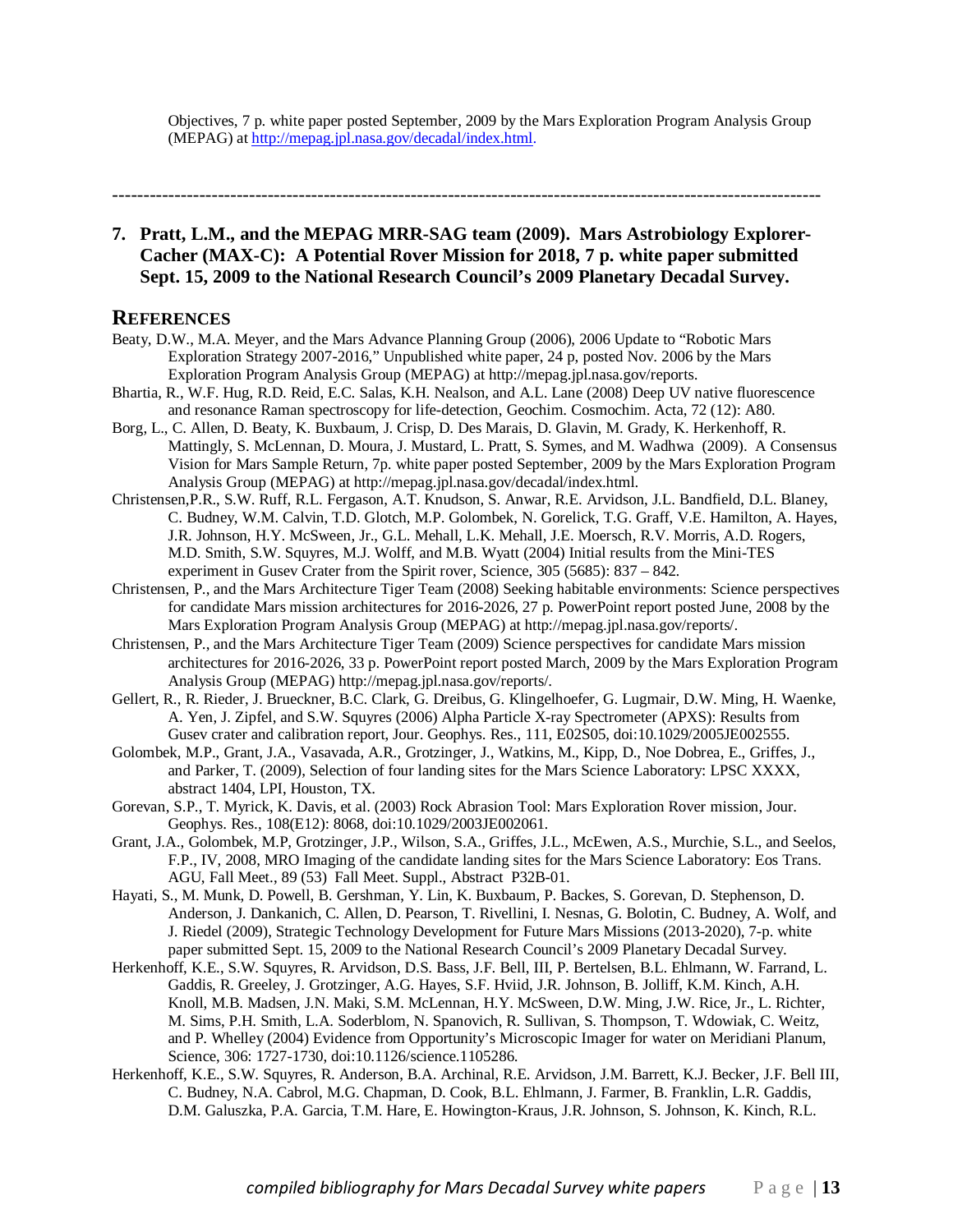Objectives, 7 p. white paper posted September, 2009 by the Mars Exploration Program Analysis Group (MEPAG) at http://mepag.jpl.nasa.gov/decadal/index.html.

---

**7. Pratt, L.M., and the MEPAG MRR-SAG team (2009). Mars Astrobiology Explorer-Cacher (MAX-C): A Potential Rover Mission for 2018, 7 p. white paper submitted Sept. 15, 2009 to the National Research Council's 2009 Planetary Decadal Survey.**

## REFERENCES

Beaty, D.W., M.A. Meyer, and the Mars Advance Planning Group (2006), 2006 Update to "Robotic Mars Exploration Strategy 2007-2016," Unpublished white paper, 24 p, posted Nov. 2006 by the Mars Exploration Program Analysis Group (MEPAG) at http://mepag.jpl.nasa.gov/reports.

Bhartia, R., W.F. Hug, R.D. Reid, E.C. Salas, K.H. Nealson, and A.L. Lane (2008) Deep UV native fluorescence and resonance Raman spectroscopy for life-detection, Geochim. Cosmochim. Acta, 72 (12): A80.

Borg, L., C. Allen, D. Beaty, K. Buxbaum, J. Crisp, D. Des Marais, D. Glavin, M. Grady, K. Herkenhoff, R. Mattingly, S. McLennan, D. Moura, J. Mustard, L. Pratt, S. Symes, and M. Wadhwa (2009). A Consensus Vision for Mars Sample Return, 7p. white paper posted September, 2009 by the Mars Exploration Program Analysis Group (MEPAG) at http://mepag.jpl.nasa.gov/decadal/index.html.

Christensen,P.R., S.W. Ruff, R.L. Fergason, A.T. Knudson, S. Anwar, R.E. Arvidson, J.L. Bandfield, D.L. Blaney, C. Budney, W.M. Calvin, T.D. Glotch, M.P. Golombek, N. Gorelick, T.G. Graff, V.E. Hamilton, A. Hayes, J.R. Johnson, H.Y. McSween, Jr., G.L. Mehall, L.K. Mehall, J.E. Moersch, R.V. Morris, A.D. Rogers, M.D. Smith, S.W. Squyres, M.J. Wolff, and M.B. Wyatt (2004) Initial results from the Mini-TES experiment in Gusev Crater from the Spirit rover, Science, 305 (5685): 837 – 842.

Christensen, P., and the Mars Architecture Tiger Team (2008) Seeking habitable environments: Science perspectives for candidate Mars mission architectures for 2016-2026, 27 p. PowerPoint report posted June, 2008 by the Mars Exploration Program Analysis Group (MEPAG) at http://mepag.jpl.nasa.gov/reports/.

Christensen, P., and the Mars Architecture Tiger Team (2009) Science perspectives for candidate Mars mission architectures for 2016-2026, 33 p. PowerPoint report posted March, 2009 by the Mars Exploration Program Analysis Group (MEPAG) http://mepag.jpl.nasa.gov/reports/.

Gellert, R., R. Rieder, J. Brueckner, B.C. Clark, G. Dreibus, G. Klingelhoefer, G. Lugmair, D.W. Ming, H. Waenke, A. Yen, J. Zipfel, and S.W. Squyres (2006) Alpha Particle X-ray Spectrometer (APXS): Results from Gusev crater and calibration report, Jour. Geophys. Res., 111, E02S05, doi:10.1029/2005JE002555.

Golombek, M.P., Grant, J.A., Vasavada, A.R., Grotzinger, J., Watkins, M., Kipp, D., Noe Dobrea, E., Griffes, J., and Parker, T. (2009), Selection of four landing sites for the Mars Science Laboratory: LPSC XXXX, abstract 1404, LPI, Houston, TX.

Gorevan, S.P., T. Myrick, K. Davis, et al. (2003) Rock Abrasion Tool: Mars Exploration Rover mission, Jour. Geophys. Res., 108(E12): 8068, doi:10.1029/2003JE002061.

Grant, J.A., Golombek, M.P, Grotzinger, J.P., Wilson, S.A., Griffes, J.L., McEwen, A.S., Murchie, S.L., and Seelos, F.P., IV, 2008, MRO Imaging of the candidate landing sites for the Mars Science Laboratory: Eos Trans. AGU, Fall Meet., 89 (53) Fall Meet. Suppl., Abstract P32B-01.

Hayati, S., M. Munk, D. Powell, B. Gershman, Y. Lin, K. Buxbaum, P. Backes, S. Gorevan, D. Stephenson, D. Anderson, J. Dankanich, C. Allen, D. Pearson, T. Rivellini, I. Nesnas, G. Bolotin, C. Budney, A. Wolf, and J. Riedel (2009), Strategic Technology Development for Future Mars Missions (2013-2020), 7-p. white paper submitted Sept. 15, 2009 to the National Research Council's 2009 Planetary Decadal Survey.

Herkenhoff, K.E., S.W. Squyres, R. Arvidson, D.S. Bass, J.F. Bell, III, P. Bertelsen, B.L. Ehlmann, W. Farrand, L. Gaddis, R. Greeley, J. Grotzinger, A.G. Hayes, S.F. Hviid, J.R. Johnson, B. Jolliff, K.M. Kinch, A.H. Knoll, M.B. Madsen, J.N. Maki, S.M. McLennan, H.Y. McSween, D.W. Ming, J.W. Rice, Jr., L. Richter, M. Sims, P.H. Smith, L.A. Soderblom, N. Spanovich, R. Sullivan, S. Thompson, T. Wdowiak, C. Weitz, and P. Whelley (2004) Evidence from Opportunity's Microscopic Imager for water on Meridiani Planum, Science, 306: 1727-1730, doi:10.1126/science.1105286.

Herkenhoff, K.E., S.W. Squyres, R. Anderson, B.A. Archinal, R.E. Arvidson, J.M. Barrett, K.J. Becker, J.F. Bell III, C. Budney, N.A. Cabrol, M.G. Chapman, D. Cook, B.L. Ehlmann, J. Farmer, B. Franklin, L.R. Gaddis, D.M. Galuszka, P.A. Garcia, T.M. Hare, E. Howington-Kraus, J.R. Johnson, S. Johnson, K. Kinch, R.L.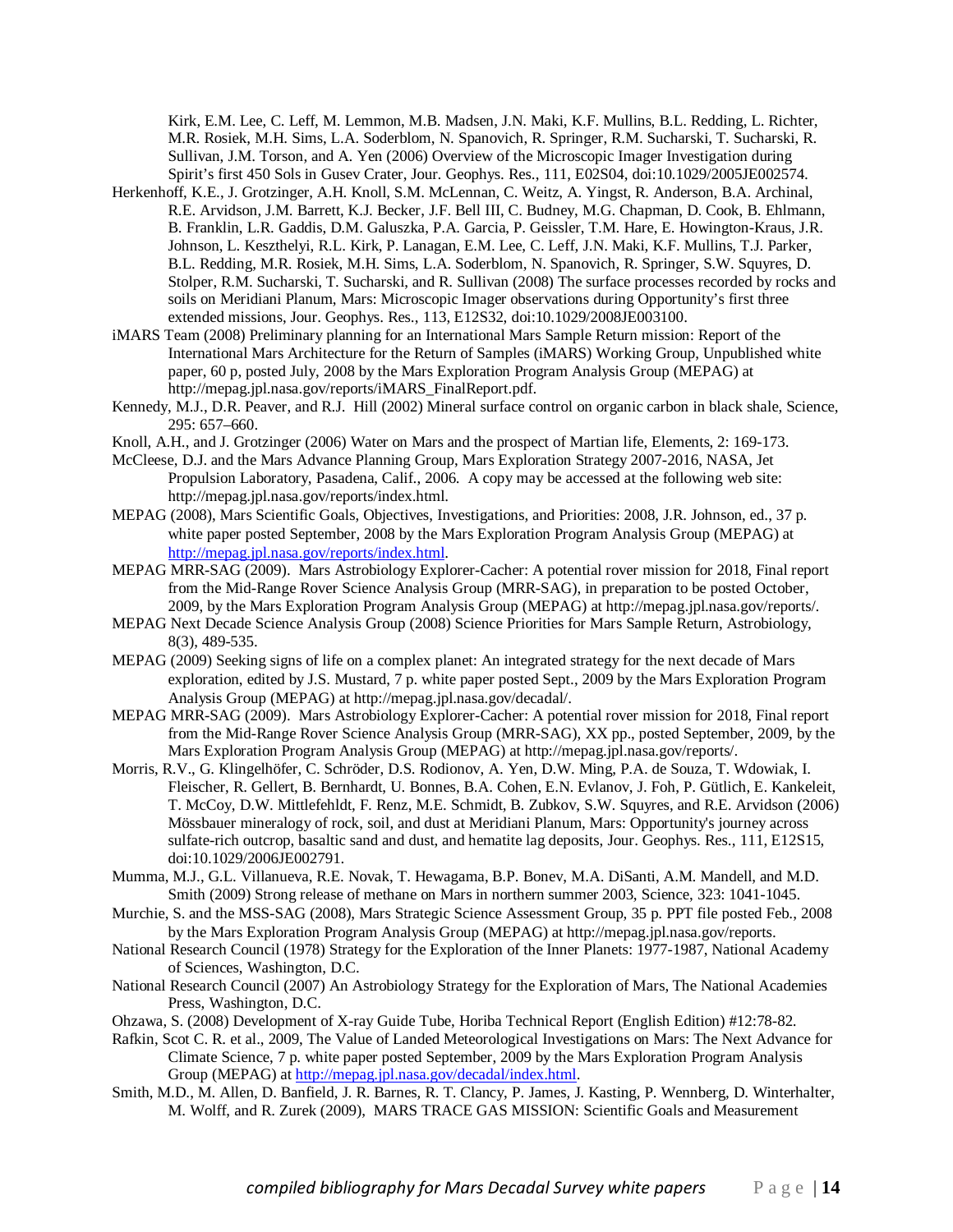Kirk, E.M. Lee, C. Leff, M. Lemmon, M.B. Madsen, J.N. Maki, K.F. Mullins, B.L. Redding, L. Richter, M.R. Rosiek, M.H. Sims, L.A. Soderblom, N. Spanovich, R. Springer, R.M. Sucharski, T. Sucharski, R. Sullivan, J.M. Torson, and A. Yen (2006) Overview of the Microscopic Imager Investigation during Spirit's first 450 Sols in Gusev Crater, Jour. Geophys. Res., 111, E02S04, doi:10.1029/2005JE002574.

Herkenhoff, K.E., J. Grotzinger, A.H. Knoll, S.M. McLennan, C. Weitz, A. Yingst, R. Anderson, B.A. Archinal, R.E. Arvidson, J.M. Barrett, K.J. Becker, J.F. Bell III, C. Budney, M.G. Chapman, D. Cook, B. Ehlmann, B. Franklin, L.R. Gaddis, D.M. Galuszka, P.A. Garcia, P. Geissler, T.M. Hare, E. Howington-Kraus, J.R. Johnson, L. Keszthelyi, R.L. Kirk, P. Lanagan, E.M. Lee, C. Leff, J.N. Maki, K.F. Mullins, T.J. Parker, B.L. Redding, M.R. Rosiek, M.H. Sims, L.A. Soderblom, N. Spanovich, R. Springer, S.W. Squyres, D. Stolper, R.M. Sucharski, T. Sucharski, and R. Sullivan (2008) The surface processes recorded by rocks and soils on Meridiani Planum, Mars: Microscopic Imager observations during Opportunity's first three extended missions, Jour. Geophys. Res., 113, E12S32, doi:10.1029/2008JE003100.

iMARS Team (2008) Preliminary planning for an International Mars Sample Return mission: Report of the International Mars Architecture for the Return of Samples (iMARS) Working Group, Unpublished white paper, 60 p, posted July, 2008 by the Mars Exploration Program Analysis Group (MEPAG) at http://mepag.jpl.nasa.gov/reports/iMARS_FinalReport.pdf.

Kennedy, M.J., D.R. Peaver, and R.J. Hill (2002) Mineral surface control on organic carbon in black shale, Science, 295: 657–660.

Knoll, A.H., and J. Grotzinger (2006) Water on Mars and the prospect of Martian life, Elements, 2: 169-173.

McCleese, D.J. and the Mars Advance Planning Group, Mars Exploration Strategy 2007-2016, NASA, Jet Propulsion Laboratory, Pasadena, Calif., 2006. A copy may be accessed at the following web site: http://mepag.jpl.nasa.gov/reports/index.html.

MEPAG (2008), Mars Scientific Goals, Objectives, Investigations, and Priorities: 2008, J.R. Johnson, ed., 37 p. white paper posted September, 2008 by the Mars Exploration Program Analysis Group (MEPAG) at http://mepag.jpl.nasa.gov/reports/index.html.

MEPAG MRR-SAG (2009). Mars Astrobiology Explorer-Cacher: A potential rover mission for 2018, Final report from the Mid-Range Rover Science Analysis Group (MRR-SAG), in preparation to be posted October, 2009, by the Mars Exploration Program Analysis Group (MEPAG) at http://mepag.jpl.nasa.gov/reports/.

MEPAG Next Decade Science Analysis Group (2008) Science Priorities for Mars Sample Return, Astrobiology, 8(3), 489-535.

MEPAG (2009) Seeking signs of life on a complex planet: An integrated strategy for the next decade of Mars exploration, edited by J.S. Mustard, 7 p. white paper posted Sept., 2009 by the Mars Exploration Program Analysis Group (MEPAG) at http://mepag.jpl.nasa.gov/decadal/.

MEPAG MRR-SAG (2009). Mars Astrobiology Explorer-Cacher: A potential rover mission for 2018, Final report from the Mid-Range Rover Science Analysis Group (MRR-SAG), XX pp., posted September, 2009, by the Mars Exploration Program Analysis Group (MEPAG) at http://mepag.jpl.nasa.gov/reports/.

Morris, R.V., G. Klingelhöfer, C. Schröder, D.S. Rodionov, A. Yen, D.W. Ming, P.A. de Souza, T. Wdowiak, I. Fleischer, R. Gellert, B. Bernhardt, U. Bonnes, B.A. Cohen, E.N. Evlanov, J. Foh, P. Gütlich, E. Kankeleit, T. McCoy, D.W. Mittlefehldt, F. Renz, M.E. Schmidt, B. Zubkov, S.W. Squyres, and R.E. Arvidson (2006) Mössbauer mineralogy of rock, soil, and dust at Meridiani Planum, Mars: Opportunity's journey across sulfate-rich outcrop, basaltic sand and dust, and hematite lag deposits, Jour. Geophys. Res., 111, E12S15, doi:10.1029/2006JE002791.

Mumma, M.J., G.L. Villanueva, R.E. Novak, T. Hewagama, B.P. Bonev, M.A. DiSanti, A.M. Mandell, and M.D. Smith (2009) Strong release of methane on Mars in northern summer 2003, Science, 323: 1041-1045.

Murchie, S. and the MSS-SAG (2008), Mars Strategic Science Assessment Group, 35 p. PPT file posted Feb., 2008 by the Mars Exploration Program Analysis Group (MEPAG) at http://mepag.jpl.nasa.gov/reports.

National Research Council (1978) Strategy for the Exploration of the Inner Planets: 1977-1987, National Academy of Sciences, Washington, D.C.

National Research Council (2007) An Astrobiology Strategy for the Exploration of Mars, The National Academies Press, Washington, D.C.

Ohzawa, S. (2008) Development of X-ray Guide Tube, Horiba Technical Report (English Edition) #12:78-82.

Rafkin, Scot C. R. et al., 2009, The Value of Landed Meteorological Investigations on Mars: The Next Advance for Climate Science, 7 p. white paper posted September, 2009 by the Mars Exploration Program Analysis Group (MEPAG) at http://mepag.jpl.nasa.gov/decadal/index.html.

Smith, M.D., M. Allen, D. Banfield, J. R. Barnes, R. T. Clancy, P. James, J. Kasting, P. Wennberg, D. Winterhalter, M. Wolff, and R. Zurek (2009), MARS TRACE GAS MISSION: Scientific Goals and Measurement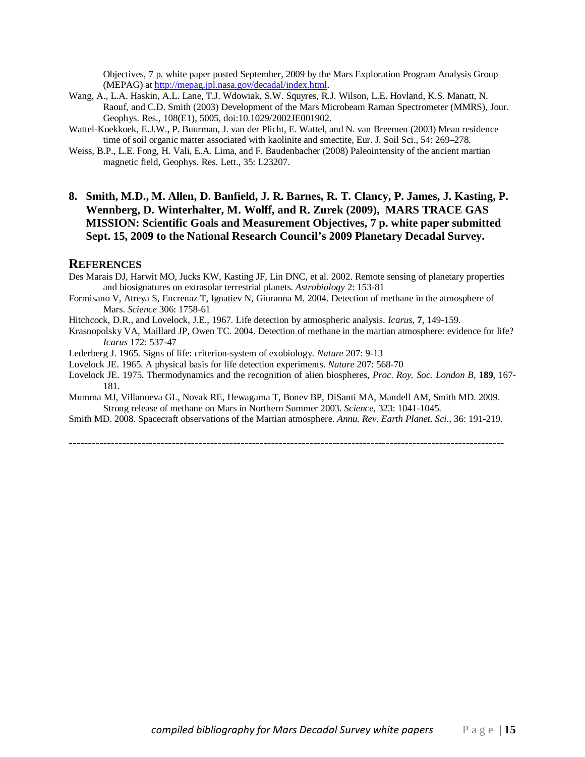Objectives, 7 p. white paper posted September, 2009 by the Mars Exploration Program Analysis Group (MEPAG) at http://mepag.jpl.nasa.gov/decadal/index.html.

Wang, A., L.A. Haskin, A.L. Lane, T.J. Wdowiak, S.W. Squyres, R.J. Wilson, L.E. Hovland, K.S. Manatt, N. Raouf, and C.D. Smith (2003) Development of the Mars Microbeam Raman Spectrometer (MMRS), Jour. Geophys. Res., 108(E1), 5005, doi:10.1029/2002JE001902.

Wattel-Koekkoek, E.J.W., P. Buurman, J. van der Plicht, E. Wattel, and N. van Breemen (2003) Mean residence time of soil organic matter associated with kaolinite and smectite, Eur. J. Soil Sci., 54: 269–278.

Weiss, B.P., L.E. Fong, H. Vali, E.A. Lima, and F. Baudenbacher (2008) Paleointensity of the ancient martian magnetic field, Geophys. Res. Lett., 35: L23207.

**8. Smith, M.D., M. Allen, D. Banfield, J. R. Barnes, R. T. Clancy, P. James, J. Kasting, P. Wennberg, D. Winterhalter, M. Wolff, and R. Zurek (2009), MARS TRACE GAS MISSION: Scientific Goals and Measurement Objectives, 7 p. white paper submitted Sept. 15, 2009 to the National Research Council's 2009 Planetary Decadal Survey.**

## REFERENCES

Des Marais DJ, Harwit MO, Jucks KW, Kasting JF, Lin DNC, et al. 2002. Remote sensing of planetary properties and biosignatures on extrasolar terrestrial planets. *Astrobiology* 2: 153-81

Formisano V, Atreya S, Encrenaz T, Ignatiev N, Giuranna M. 2004. Detection of methane in the atmosphere of Mars. *Science* 306: 1758-61

Hitchcock, D.R., and Lovelock, J.E., 1967. Life detection by atmospheric analysis. *Icarus*, **7**, 149-159.

Krasnopolsky VA, Maillard JP, Owen TC. 2004. Detection of methane in the martian atmosphere: evidence for life? *Icarus* 172: 537-47

Lederberg J. 1965. Signs of life: criterion-system of exobiology. *Nature* 207: 9-13

Lovelock JE. 1965. A physical basis for life detection experiments. *Nature* 207: 568-70

Lovelock JE. 1975. Thermodynamics and the recognition of alien biospheres, *Proc. Roy. Soc. London B*, **189**, 167-181.

Mumma MJ, Villanueva GL, Novak RE, Hewagama T, Bonev BP, DiSanti MA, Mandell AM, Smith MD. 2009. Strong release of methane on Mars in Northern Summer 2003. *Science*, 323: 1041-1045.

Smith MD. 2008. Spacecraft observations of the Martian atmosphere. *Annu. Rev. Earth Planet. Sci.*, 36: 191-219.

---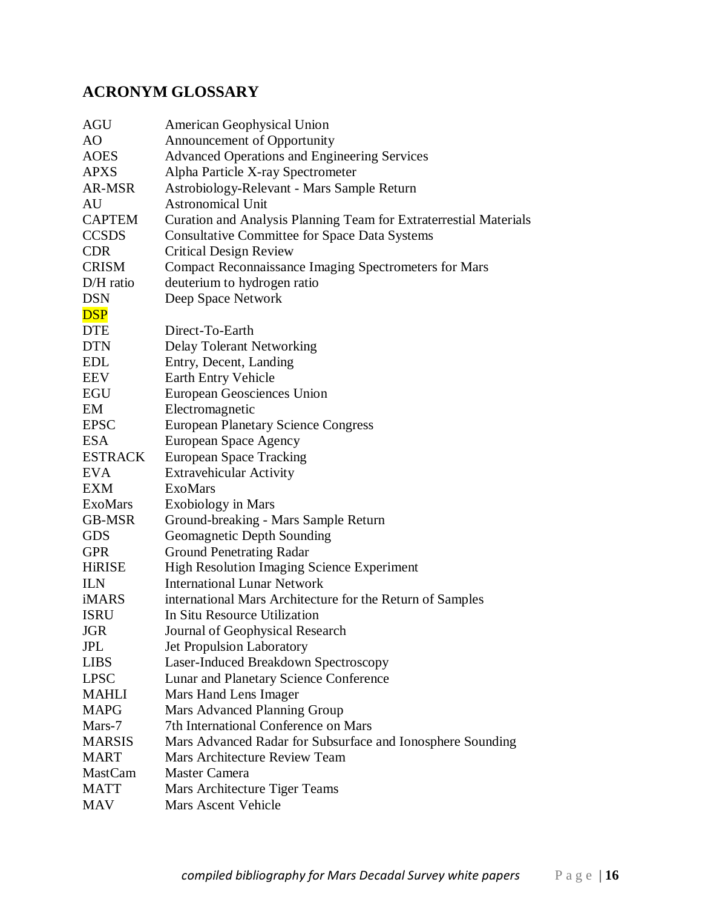## ACRONYM GLOSSARY

| | |
|---|---|
| AGU | American Geophysical Union |
| AO | Announcement of Opportunity |
| AOES | Advanced Operations and Engineering Services |
| APXS | Alpha Particle X-ray Spectrometer |
| AR-MSR | Astrobiology-Relevant - Mars Sample Return |
| AU | Astronomical Unit |
| CAPTEM | Curation and Analysis Planning Team for Extraterrestial Materials |
| CCSDS | Consultative Committee for Space Data Systems |
| CDR | Critical Design Review |
| CRISM | Compact Reconnaissance Imaging Spectrometers for Mars |
| D/H ratio | deuterium to hydrogen ratio |
| DSN | Deep Space Network |
| DSP | |
| DTE | Direct-To-Earth |
| DTN | Delay Tolerant Networking |
| EDL | Entry, Decent, Landing |
| EEV | Earth Entry Vehicle |
| EGU | European Geosciences Union |
| EM | Electromagnetic |
| EPSC | European Planetary Science Congress |
| ESA | European Space Agency |
| ESTRACK | European Space Tracking |
| EVA | Extravehicular Activity |
| EXM | ExoMars |
| ExoMars | Exobiology in Mars |
| GB-MSR | Ground-breaking - Mars Sample Return |
| GDS | Geomagnetic Depth Sounding |
| GPR | Ground Penetrating Radar |
| HiRISE | High Resolution Imaging Science Experiment |
| ILN | International Lunar Network |
| iMARS | international Mars Architecture for the Return of Samples |
| ISRU | In Situ Resource Utilization |
| JGR | Journal of Geophysical Research |
| JPL | Jet Propulsion Laboratory |
| LIBS | Laser-Induced Breakdown Spectroscopy |
| LPSC | Lunar and Planetary Science Conference |
| MAHLI | Mars Hand Lens Imager |
| MAPG | Mars Advanced Planning Group |
| Mars-7 | 7th International Conference on Mars |
| MARSIS | Mars Advanced Radar for Subsurface and Ionosphere Sounding |
| MART | Mars Architecture Review Team |
| MastCam | Master Camera |
| MATT | Mars Architecture Tiger Teams |
| MAV | Mars Ascent Vehicle |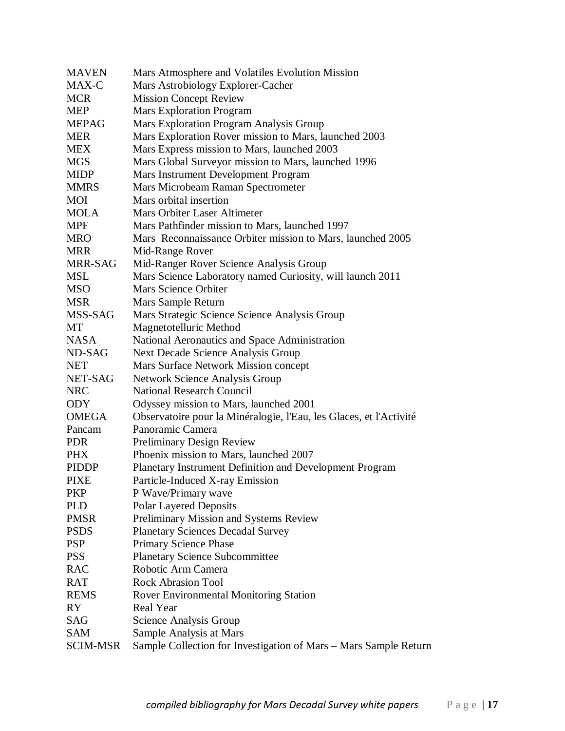| | |
|---|---|
| MAVEN | Mars Atmosphere and Volatiles Evolution Mission |
| MAX-C | Mars Astrobiology Explorer-Cacher |
| MCR | Mission Concept Review |
| MEP | Mars Exploration Program |
| MEPAG | Mars Exploration Program Analysis Group |
| MER | Mars Exploration Rover mission to Mars, launched 2003 |
| MEX | Mars Express mission to Mars, launched 2003 |
| MGS | Mars Global Surveyor mission to Mars, launched 1996 |
| MIDP | Mars Instrument Development Program |
| MMRS | Mars Microbeam Raman Spectrometer |
| MOI | Mars orbital insertion |
| MOLA | Mars Orbiter Laser Altimeter |
| MPF | Mars Pathfinder mission to Mars, launched 1997 |
| MRO | Mars Reconnaissance Orbiter mission to Mars, launched 2005 |
| MRR | Mid-Range Rover |
| MRR-SAG | Mid-Ranger Rover Science Analysis Group |
| MSL | Mars Science Laboratory named Curiosity, will launch 2011 |
| MSO | Mars Science Orbiter |
| MSR | Mars Sample Return |
| MSS-SAG | Mars Strategic Science Science Analysis Group |
| MT | Magnetotelluric Method |
| NASA | National Aeronautics and Space Administration |
| ND-SAG | Next Decade Science Analysis Group |
| NET | Mars Surface Network Mission concept |
| NET-SAG | Network Science Analysis Group |
| NRC | National Research Council |
| ODY | Odyssey mission to Mars, launched 2001 |
| OMEGA | Observatoire pour la Minéralogie, l'Eau, les Glaces, et l'Activité |
| Pancam | Panoramic Camera |
| PDR | Preliminary Design Review |
| PHX | Phoenix mission to Mars, launched 2007 |
| PIDDP | Planetary Instrument Definition and Development Program |
| PIXE | Particle-Induced X-ray Emission |
| PKP | P Wave/Primary wave |
| PLD | Polar Layered Deposits |
| PMSR | Preliminary Mission and Systems Review |
| PSDS | Planetary Sciences Decadal Survey |
| PSP | Primary Science Phase |
| PSS | Planetary Science Subcommittee |
| RAC | Robotic Arm Camera |
| RAT | Rock Abrasion Tool |
| REMS | Rover Environmental Monitoring Station |
| RY | Real Year |
| SAG | Science Analysis Group |
| SAM | Sample Analysis at Mars |
| SCIM-MSR | Sample Collection for Investigation of Mars – Mars Sample Return |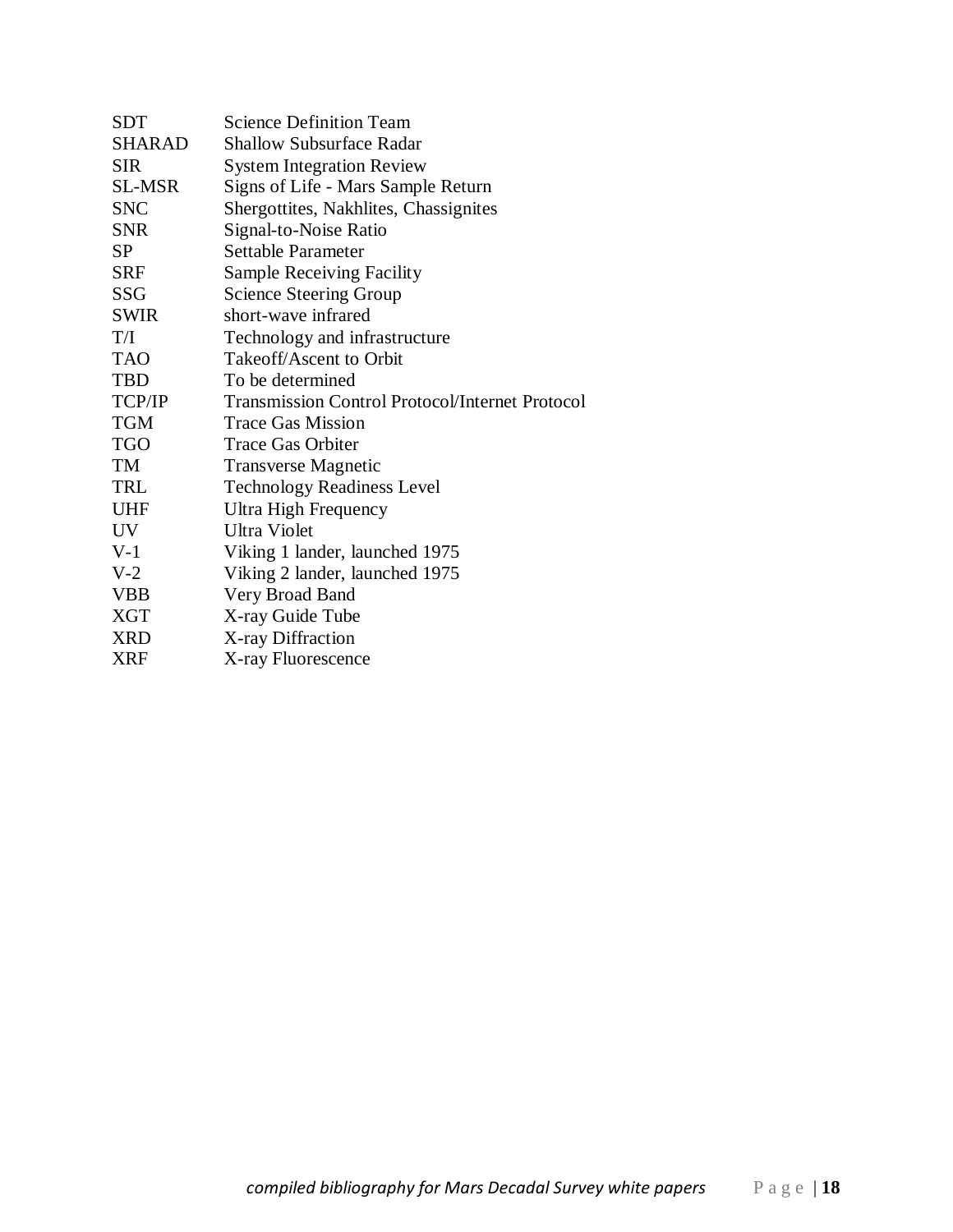| | |
|---|---|
| SDT | Science Definition Team |
| SHARAD | Shallow Subsurface Radar |
| SIR | System Integration Review |
| SL-MSR | Signs of Life - Mars Sample Return |
| SNC | Shergottites, Nakhlites, Chassignites |
| SNR | Signal-to-Noise Ratio |
| SP | Settable Parameter |
| SRF | Sample Receiving Facility |
| SSG | Science Steering Group |
| SWIR | short-wave infrared |
| T/I | Technology and infrastructure |
| TAO | Takeoff/Ascent to Orbit |
| TBD | To be determined |
| TCP/IP | Transmission Control Protocol/Internet Protocol |
| TGM | Trace Gas Mission |
| TGO | Trace Gas Orbiter |
| TM | Transverse Magnetic |
| TRL | Technology Readiness Level |
| UHF | Ultra High Frequency |
| UV | Ultra Violet |
| V-1 | Viking 1 lander, launched 1975 |
| V-2 | Viking 2 lander, launched 1975 |
| VBB | Very Broad Band |
| XGT | X-ray Guide Tube |
| XRD | X-ray Diffraction |
| XRF | X-ray Fluorescence |